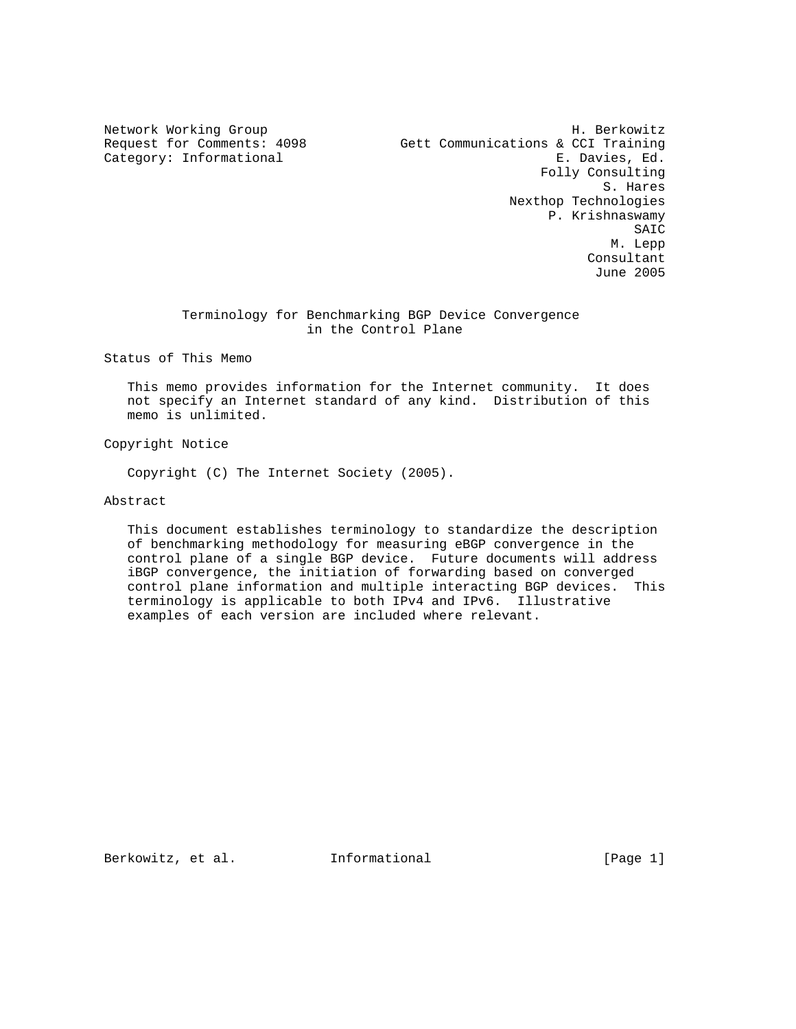Network Working Group H. Berkowitz
Request for Comments: 4098 Gett Communications & CCI Training
Category: Informational E. Davies, Ed.
Folly Consulting
S. Hares
Nexthop Technologies
P. Krishnaswamy
SAIC
M. Lepp
Consultant
June 2005

# Terminology for Benchmarking BGP Device Convergence in the Control Plane

## Status of This Memo

This memo provides information for the Internet community. It does not specify an Internet standard of any kind. Distribution of this memo is unlimited.

## Copyright Notice

Copyright (C) The Internet Society (2005).

## Abstract

This document establishes terminology to standardize the description of benchmarking methodology for measuring eBGP convergence in the control plane of a single BGP device. Future documents will address iBGP convergence, the initiation of forwarding based on converged control plane information and multiple interacting BGP devices. This terminology is applicable to both IPv4 and IPv6. Illustrative examples of each version are included where relevant.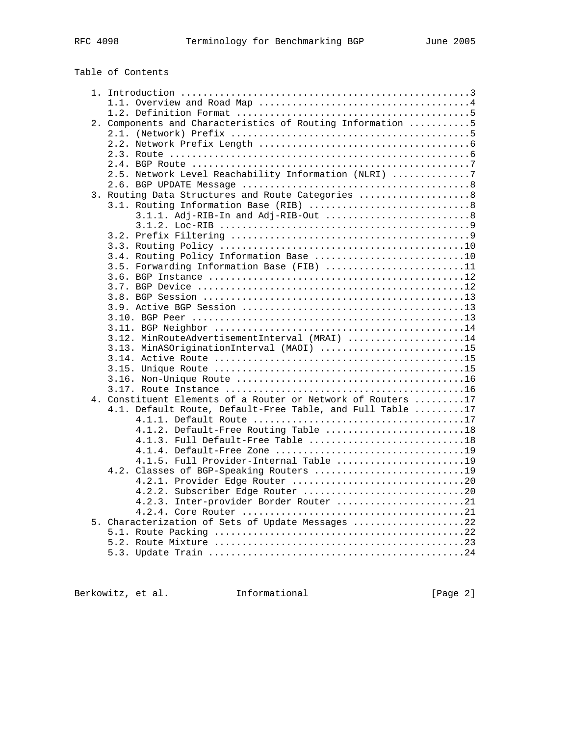Table of Contents

```
   1. Introduction ....................................................3
      1.1. Overview and Road Map ......................................4
      1.2. Definition Format ..........................................5
   2. Components and Characteristics of Routing Information ...........5
      2.1. (Network) Prefix ...........................................5
      2.2. Network Prefix Length ......................................6
      2.3. Route ......................................................6
      2.4. BGP Route ..................................................7
      2.5. Network Level Reachability Information (NLRI) ..............7
      2.6. BGP UPDATE Message .........................................8
   3. Routing Data Structures and Route Categories ....................8
      3.1. Routing Information Base (RIB) .............................8
           3.1.1. Adj-RIB-In and Adj-RIB-Out ..........................8
           3.1.2. Loc-RIB .............................................9
      3.2. Prefix Filtering ...........................................9
      3.3. Routing Policy ............................................10
      3.4. Routing Policy Information Base ...........................10
      3.5. Forwarding Information Base (FIB) .........................11
      3.6. BGP Instance ..............................................12
      3.7. BGP Device ................................................12
      3.8. BGP Session ...............................................13
      3.9. Active BGP Session ........................................13
      3.10. BGP Peer .................................................13
      3.11. BGP Neighbor .............................................14
      3.12. MinRouteAdvertisementInterval (MRAI) .....................14
      3.13. MinASOriginationInterval (MAOI) ..........................15
      3.14. Active Route .............................................15
      3.15. Unique Route .............................................15
      3.16. Non-Unique Route .........................................16
      3.17. Route Instance ...........................................16
   4. Constituent Elements of a Router or Network of Routers .........17
      4.1. Default Route, Default-Free Table, and Full Table .........17
           4.1.1. Default Route ......................................17
           4.1.2. Default-Free Routing Table .........................18
           4.1.3. Full Default-Free Table ............................18
           4.1.4. Default-Free Zone ..................................19
           4.1.5. Full Provider-Internal Table .......................19
      4.2. Classes of BGP-Speaking Routers ...........................19
           4.2.1. Provider Edge Router ...............................20
           4.2.2. Subscriber Edge Router .............................20
           4.2.3. Inter-provider Border Router .......................21
           4.2.4. Core Router ........................................21
   5. Characterization of Sets of Update Messages ....................22
      5.1. Route Packing .............................................22
      5.2. Route Mixture .............................................23
      5.3. Update Train ..............................................24
```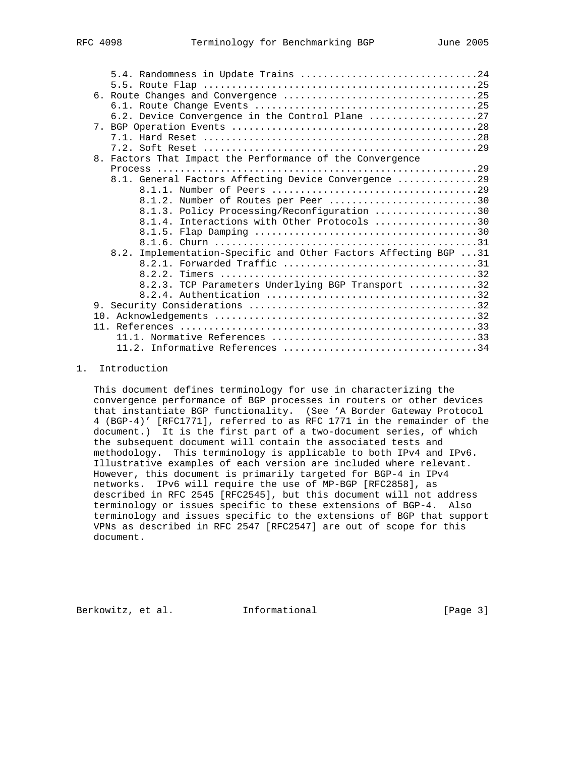5.4. Randomness in Update Trains ...............................24
5.5. Route Flap ................................................25
6. Route Changes and Convergence ..................................25
6.1. Route Change Events .......................................25
6.2. Device Convergence in the Control Plane ...................27
7. BGP Operation Events ...........................................28
7.1. Hard Reset ................................................28
7.2. Soft Reset ................................................29
8. Factors That Impact the Performance of the Convergence Process .......................................................29
8.1. General Factors Affecting Device Convergence ..............29
8.1.1. Number of Peers ....................................29
8.1.2. Number of Routes per Peer ..........................30
8.1.3. Policy Processing/Reconfiguration ..................30
8.1.4. Interactions with Other Protocols ..................30
8.1.5. Flap Damping .......................................30
8.1.6. Churn ..............................................31
8.2. Implementation-Specific and Other Factors Affecting BGP ...31
8.2.1. Forwarded Traffic ..................................31
8.2.2. Timers .............................................32
8.2.3. TCP Parameters Underlying BGP Transport ............32
8.2.4. Authentication .....................................32
9. Security Considerations ........................................32
10. Acknowledgements ..............................................32
11. References ....................................................33
11.1. Normative References .....................................33
11.2. Informative References ...................................34

## 1. Introduction

This document defines terminology for use in characterizing the convergence performance of BGP processes in routers or other devices that instantiate BGP functionality. (See 'A Border Gateway Protocol 4 (BGP-4)' [RFC1771], referred to as RFC 1771 in the remainder of the document.) It is the first part of a two-document series, of which the subsequent document will contain the associated tests and methodology. This terminology is applicable to both IPv4 and IPv6. Illustrative examples of each version are included where relevant. However, this document is primarily targeted for BGP-4 in IPv4 networks. IPv6 will require the use of MP-BGP [RFC2858], as described in RFC 2545 [RFC2545], but this document will not address terminology or issues specific to these extensions of BGP-4. Also terminology and issues specific to the extensions of BGP that support VPNs as described in RFC 2547 [RFC2547] are out of scope for this document.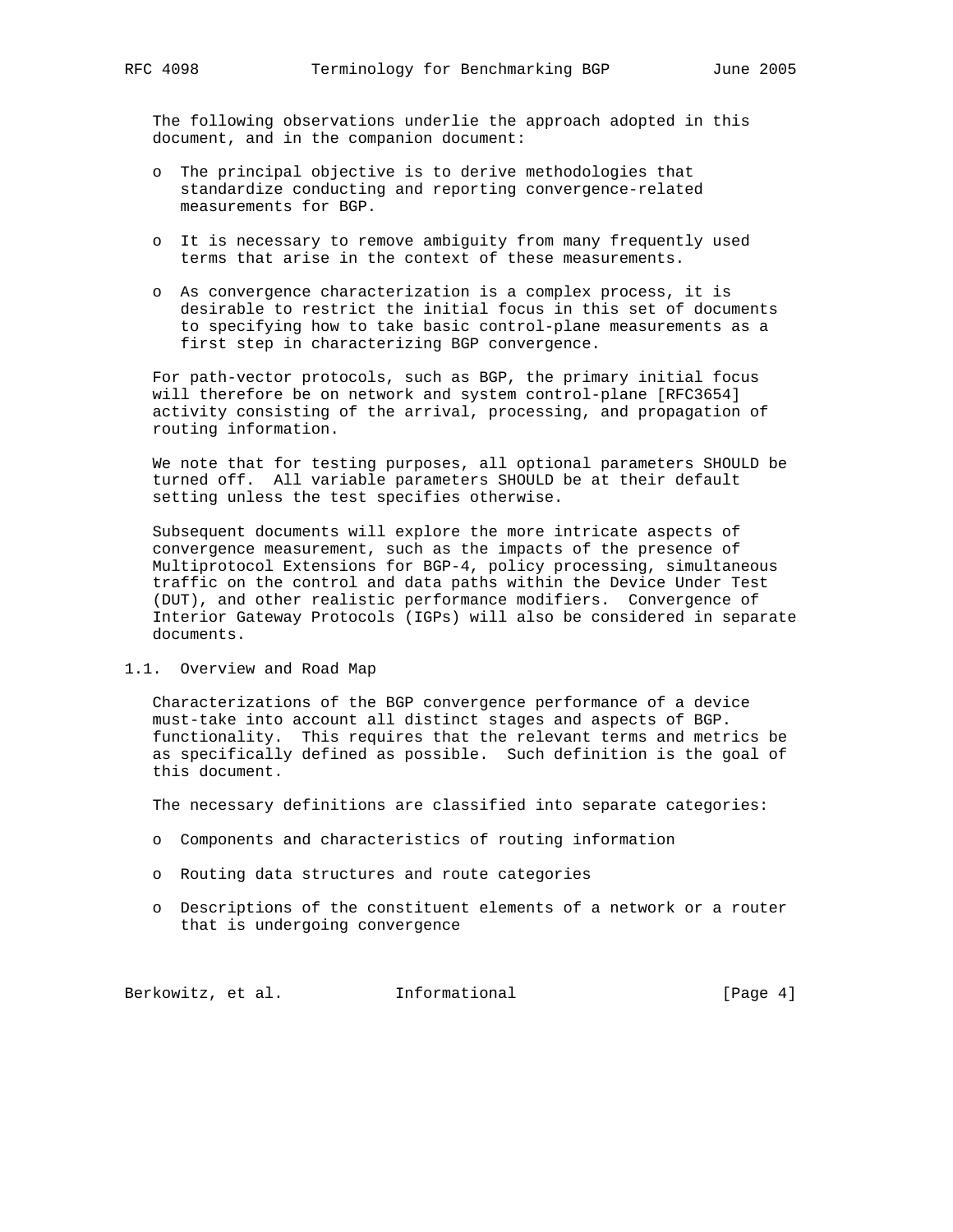The following observations underlie the approach adopted in this document, and in the companion document:

- The principal objective is to derive methodologies that standardize conducting and reporting convergence-related measurements for BGP.

- It is necessary to remove ambiguity from many frequently used terms that arise in the context of these measurements.

- As convergence characterization is a complex process, it is desirable to restrict the initial focus in this set of documents to specifying how to take basic control-plane measurements as a first step in characterizing BGP convergence.

For path-vector protocols, such as BGP, the primary initial focus will therefore be on network and system control-plane [RFC3654] activity consisting of the arrival, processing, and propagation of routing information.

We note that for testing purposes, all optional parameters SHOULD be turned off. All variable parameters SHOULD be at their default setting unless the test specifies otherwise.

Subsequent documents will explore the more intricate aspects of convergence measurement, such as the impacts of the presence of Multiprotocol Extensions for BGP-4, policy processing, simultaneous traffic on the control and data paths within the Device Under Test (DUT), and other realistic performance modifiers. Convergence of Interior Gateway Protocols (IGPs) will also be considered in separate documents.

## 1.1. Overview and Road Map

Characterizations of the BGP convergence performance of a device must-take into account all distinct stages and aspects of BGP. functionality. This requires that the relevant terms and metrics be as specifically defined as possible. Such definition is the goal of this document.

The necessary definitions are classified into separate categories:

- Components and characteristics of routing information

- Routing data structures and route categories

- Descriptions of the constituent elements of a network or a router that is undergoing convergence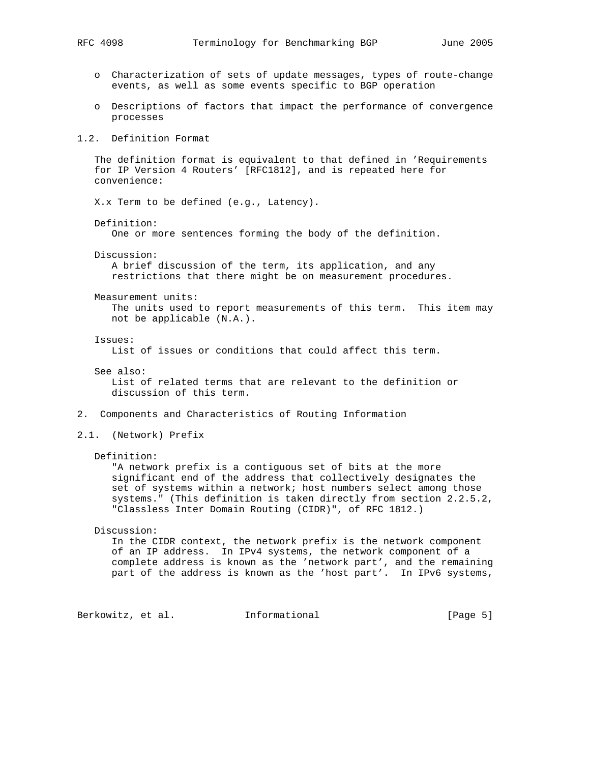- Characterization of sets of update messages, types of route-change events, as well as some events specific to BGP operation

- Descriptions of factors that impact the performance of convergence processes

## 1.2. Definition Format

The definition format is equivalent to that defined in 'Requirements for IP Version 4 Routers' [RFC1812], and is repeated here for convenience:

X.x Term to be defined (e.g., Latency).

Definition:
One or more sentences forming the body of the definition.

Discussion:
A brief discussion of the term, its application, and any restrictions that there might be on measurement procedures.

Measurement units:
The units used to report measurements of this term. This item may not be applicable (N.A.).

Issues:
List of issues or conditions that could affect this term.

See also:
List of related terms that are relevant to the definition or discussion of this term.

# 2. Components and Characteristics of Routing Information

## 2.1. (Network) Prefix

Definition:
"A network prefix is a contiguous set of bits at the more significant end of the address that collectively designates the set of systems within a network; host numbers select among those systems." (This definition is taken directly from section 2.2.5.2, "Classless Inter Domain Routing (CIDR)", of RFC 1812.)

Discussion:
In the CIDR context, the network prefix is the network component of an IP address. In IPv4 systems, the network component of a complete address is known as the 'network part', and the remaining part of the address is known as the 'host part'. In IPv6 systems,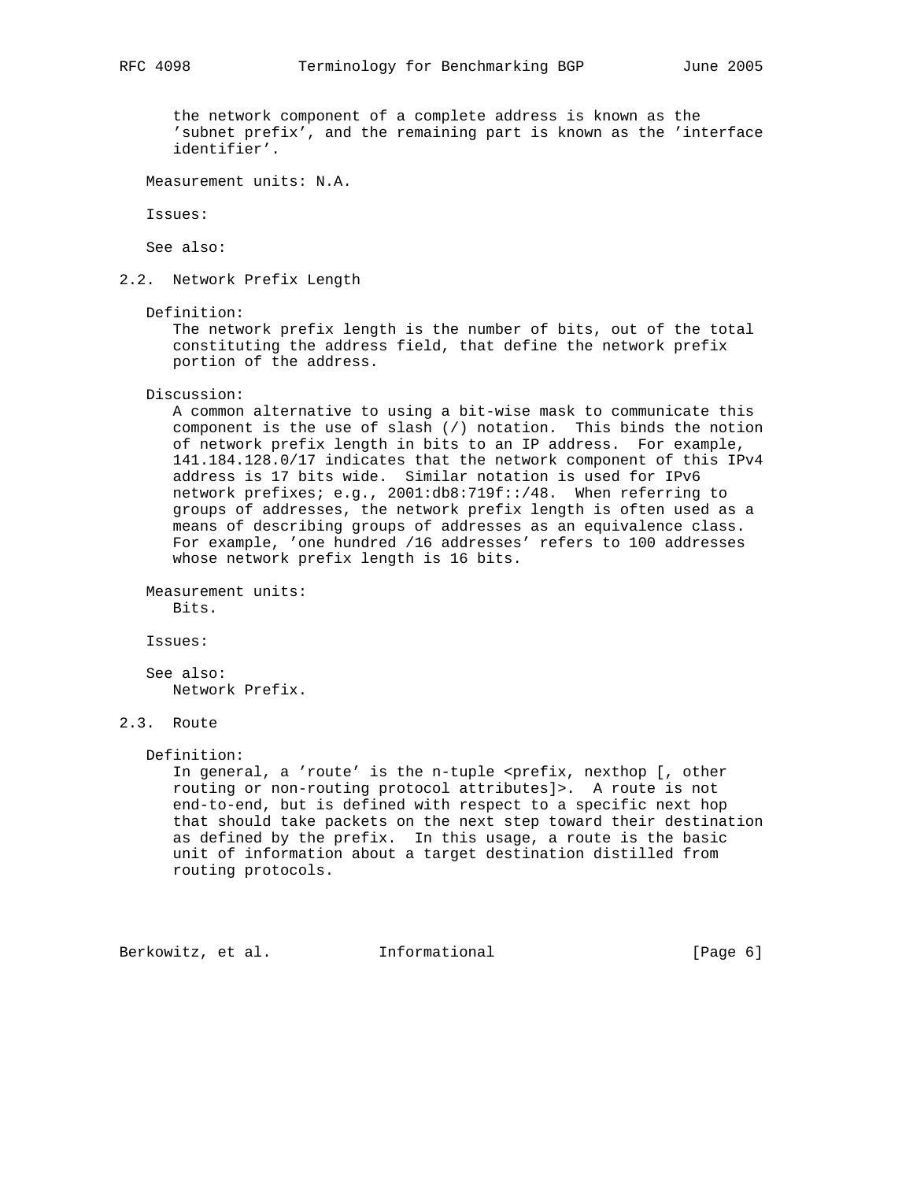the network component of a complete address is known as the 'subnet prefix', and the remaining part is known as the 'interface identifier'.

Measurement units: N.A.

Issues:

See also:

### 2.2. Network Prefix Length

Definition:
The network prefix length is the number of bits, out of the total constituting the address field, that define the network prefix portion of the address.

Discussion:
A common alternative to using a bit-wise mask to communicate this component is the use of slash (/) notation. This binds the notion of network prefix length in bits to an IP address. For example, 141.184.128.0/17 indicates that the network component of this IPv4 address is 17 bits wide. Similar notation is used for IPv6 network prefixes; e.g., 2001:db8:719f::/48. When referring to groups of addresses, the network prefix length is often used as a means of describing groups of addresses as an equivalence class. For example, 'one hundred /16 addresses' refers to 100 addresses whose network prefix length is 16 bits.

Measurement units:
Bits.

Issues:

See also:
Network Prefix.

### 2.3. Route

Definition:
In general, a 'route' is the n-tuple <prefix, nexthop [, other routing or non-routing protocol attributes]>. A route is not end-to-end, but is defined with respect to a specific next hop that should take packets on the next step toward their destination as defined by the prefix. In this usage, a route is the basic unit of information about a target destination distilled from routing protocols.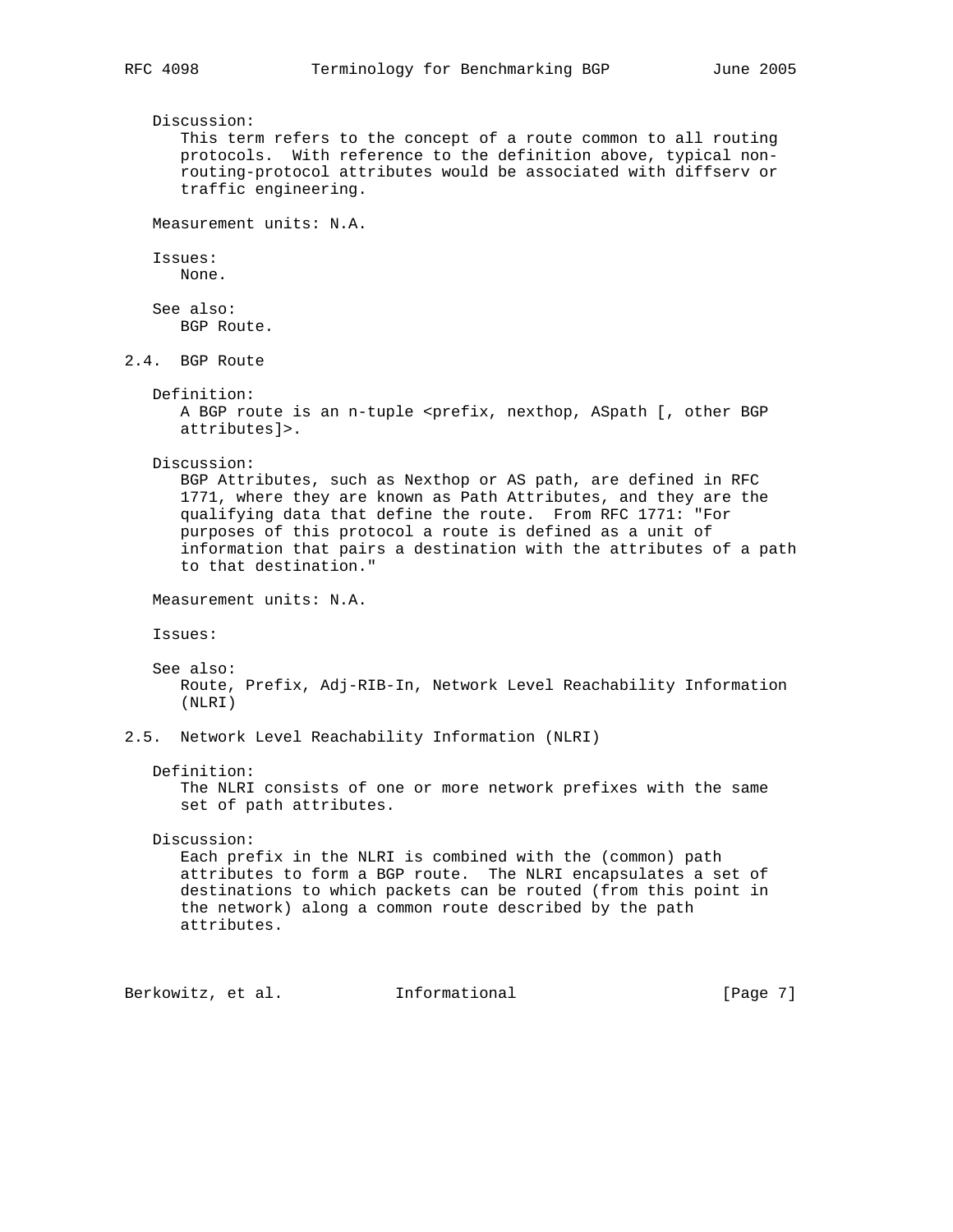Discussion:
This term refers to the concept of a route common to all routing protocols. With reference to the definition above, typical non-routing-protocol attributes would be associated with diffserv or traffic engineering.

Measurement units: N.A.

Issues:
None.

See also:
BGP Route.

### 2.4. BGP Route

Definition:
A BGP route is an n-tuple <prefix, nexthop, ASpath [, other BGP attributes]>.

Discussion:
BGP Attributes, such as Nexthop or AS path, are defined in RFC 1771, where they are known as Path Attributes, and they are the qualifying data that define the route. From RFC 1771: "For purposes of this protocol a route is defined as a unit of information that pairs a destination with the attributes of a path to that destination."

Measurement units: N.A.

Issues:

See also:
Route, Prefix, Adj-RIB-In, Network Level Reachability Information (NLRI)

### 2.5. Network Level Reachability Information (NLRI)

Definition:
The NLRI consists of one or more network prefixes with the same set of path attributes.

Discussion:
Each prefix in the NLRI is combined with the (common) path attributes to form a BGP route. The NLRI encapsulates a set of destinations to which packets can be routed (from this point in the network) along a common route described by the path attributes.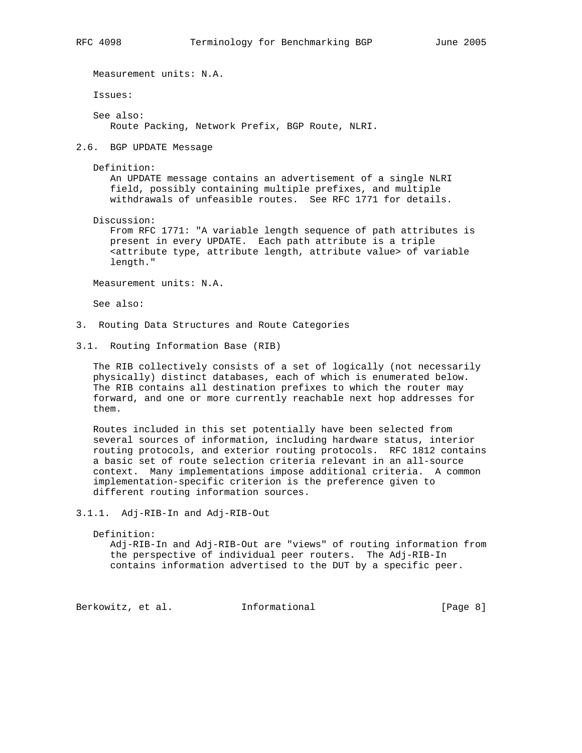Measurement units: N.A.

Issues:

See also:
Route Packing, Network Prefix, BGP Route, NLRI.

## 2.6. BGP UPDATE Message

Definition:
An UPDATE message contains an advertisement of a single NLRI field, possibly containing multiple prefixes, and multiple withdrawals of unfeasible routes. See RFC 1771 for details.

Discussion:
From RFC 1771: "A variable length sequence of path attributes is present in every UPDATE. Each path attribute is a triple <attribute type, attribute length, attribute value> of variable length."

Measurement units: N.A.

See also:

# 3. Routing Data Structures and Route Categories

## 3.1. Routing Information Base (RIB)

The RIB collectively consists of a set of logically (not necessarily physically) distinct databases, each of which is enumerated below. The RIB contains all destination prefixes to which the router may forward, and one or more currently reachable next hop addresses for them.

Routes included in this set potentially have been selected from several sources of information, including hardware status, interior routing protocols, and exterior routing protocols. RFC 1812 contains a basic set of route selection criteria relevant in an all-source context. Many implementations impose additional criteria. A common implementation-specific criterion is the preference given to different routing information sources.

### 3.1.1. Adj-RIB-In and Adj-RIB-Out

Definition:
Adj-RIB-In and Adj-RIB-Out are "views" of routing information from the perspective of individual peer routers. The Adj-RIB-In contains information advertised to the DUT by a specific peer.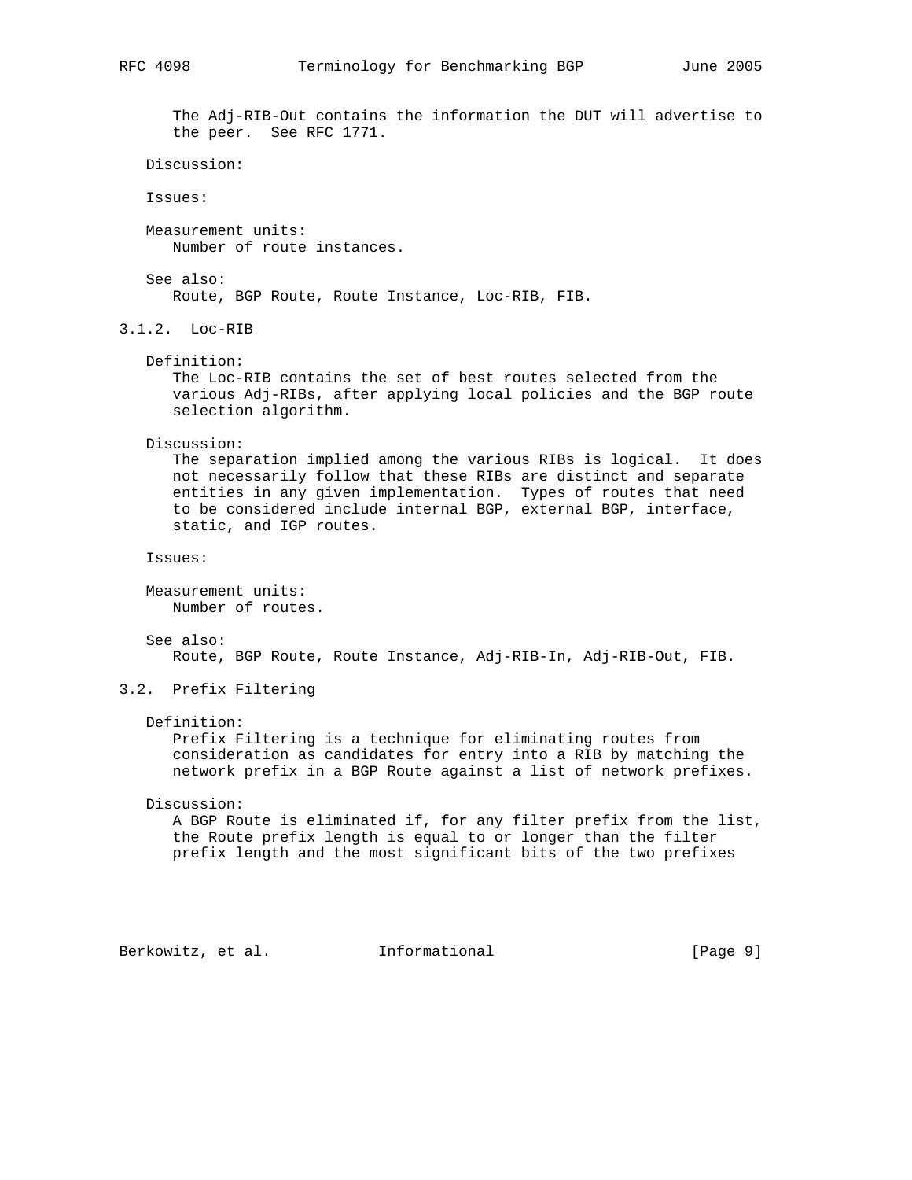The Adj-RIB-Out contains the information the DUT will advertise to the peer. See RFC 1771.

Discussion:

Issues:

Measurement units:
Number of route instances.

See also:
Route, BGP Route, Route Instance, Loc-RIB, FIB.

### 3.1.2. Loc-RIB

Definition:
The Loc-RIB contains the set of best routes selected from the various Adj-RIBs, after applying local policies and the BGP route selection algorithm.

Discussion:
The separation implied among the various RIBs is logical. It does not necessarily follow that these RIBs are distinct and separate entities in any given implementation. Types of routes that need to be considered include internal BGP, external BGP, interface, static, and IGP routes.

Issues:

Measurement units:
Number of routes.

See also:
Route, BGP Route, Route Instance, Adj-RIB-In, Adj-RIB-Out, FIB.

## 3.2. Prefix Filtering

Definition:
Prefix Filtering is a technique for eliminating routes from consideration as candidates for entry into a RIB by matching the network prefix in a BGP Route against a list of network prefixes.

Discussion:
A BGP Route is eliminated if, for any filter prefix from the list, the Route prefix length is equal to or longer than the filter prefix length and the most significant bits of the two prefixes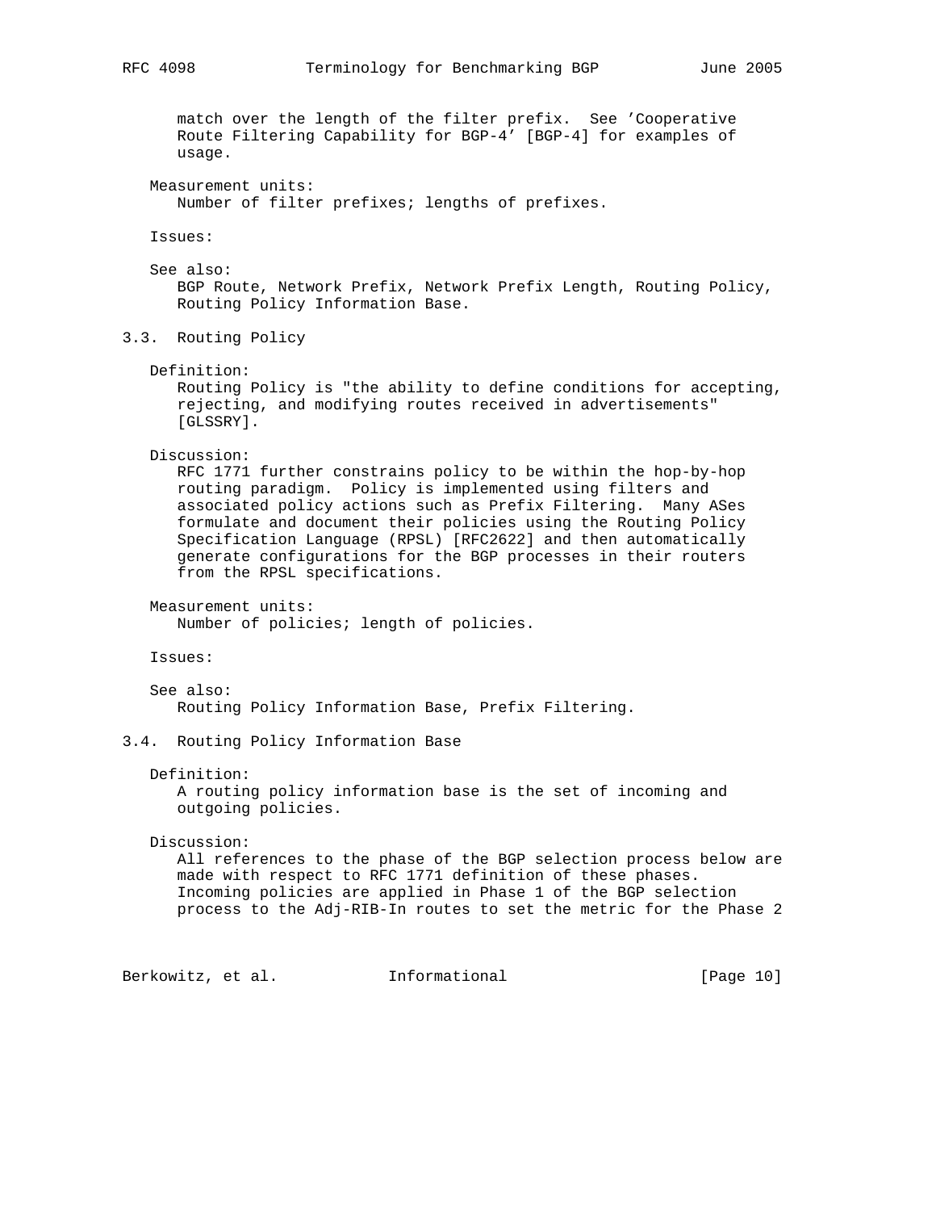match over the length of the filter prefix. See 'Cooperative Route Filtering Capability for BGP-4' [BGP-4] for examples of usage.

Measurement units:
Number of filter prefixes; lengths of prefixes.

Issues:

See also:
BGP Route, Network Prefix, Network Prefix Length, Routing Policy, Routing Policy Information Base.

### 3.3. Routing Policy

Definition:
Routing Policy is "the ability to define conditions for accepting, rejecting, and modifying routes received in advertisements" [GLSSRY].

Discussion:
RFC 1771 further constrains policy to be within the hop-by-hop routing paradigm. Policy is implemented using filters and associated policy actions such as Prefix Filtering. Many ASes formulate and document their policies using the Routing Policy Specification Language (RPSL) [RFC2622] and then automatically generate configurations for the BGP processes in their routers from the RPSL specifications.

Measurement units:
Number of policies; length of policies.

Issues:

See also:
Routing Policy Information Base, Prefix Filtering.

### 3.4. Routing Policy Information Base

Definition:
A routing policy information base is the set of incoming and outgoing policies.

Discussion:
All references to the phase of the BGP selection process below are made with respect to RFC 1771 definition of these phases. Incoming policies are applied in Phase 1 of the BGP selection process to the Adj-RIB-In routes to set the metric for the Phase 2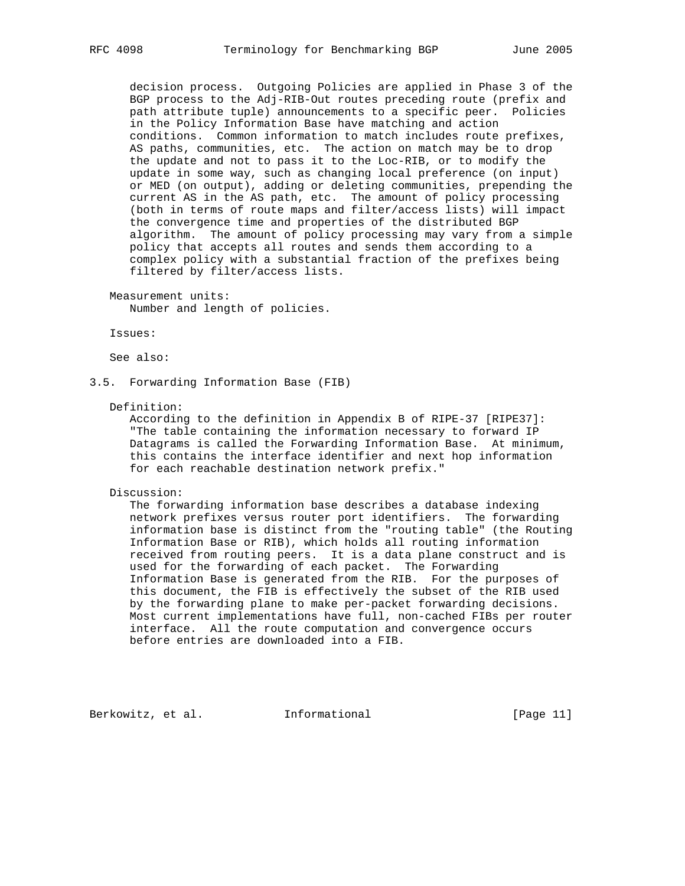decision process. Outgoing Policies are applied in Phase 3 of the BGP process to the Adj-RIB-Out routes preceding route (prefix and path attribute tuple) announcements to a specific peer. Policies in the Policy Information Base have matching and action conditions. Common information to match includes route prefixes, AS paths, communities, etc. The action on match may be to drop the update and not to pass it to the Loc-RIB, or to modify the update in some way, such as changing local preference (on input) or MED (on output), adding or deleting communities, prepending the current AS in the AS path, etc. The amount of policy processing (both in terms of route maps and filter/access lists) will impact the convergence time and properties of the distributed BGP algorithm. The amount of policy processing may vary from a simple policy that accepts all routes and sends them according to a complex policy with a substantial fraction of the prefixes being filtered by filter/access lists.

Measurement units:
Number and length of policies.

Issues:

See also:

### 3.5. Forwarding Information Base (FIB)

Definition:
According to the definition in Appendix B of RIPE-37 [RIPE37]: "The table containing the information necessary to forward IP Datagrams is called the Forwarding Information Base. At minimum, this contains the interface identifier and next hop information for each reachable destination network prefix."

Discussion:
The forwarding information base describes a database indexing network prefixes versus router port identifiers. The forwarding information base is distinct from the "routing table" (the Routing Information Base or RIB), which holds all routing information received from routing peers. It is a data plane construct and is used for the forwarding of each packet. The Forwarding Information Base is generated from the RIB. For the purposes of this document, the FIB is effectively the subset of the RIB used by the forwarding plane to make per-packet forwarding decisions. Most current implementations have full, non-cached FIBs per router interface. All the route computation and convergence occurs before entries are downloaded into a FIB.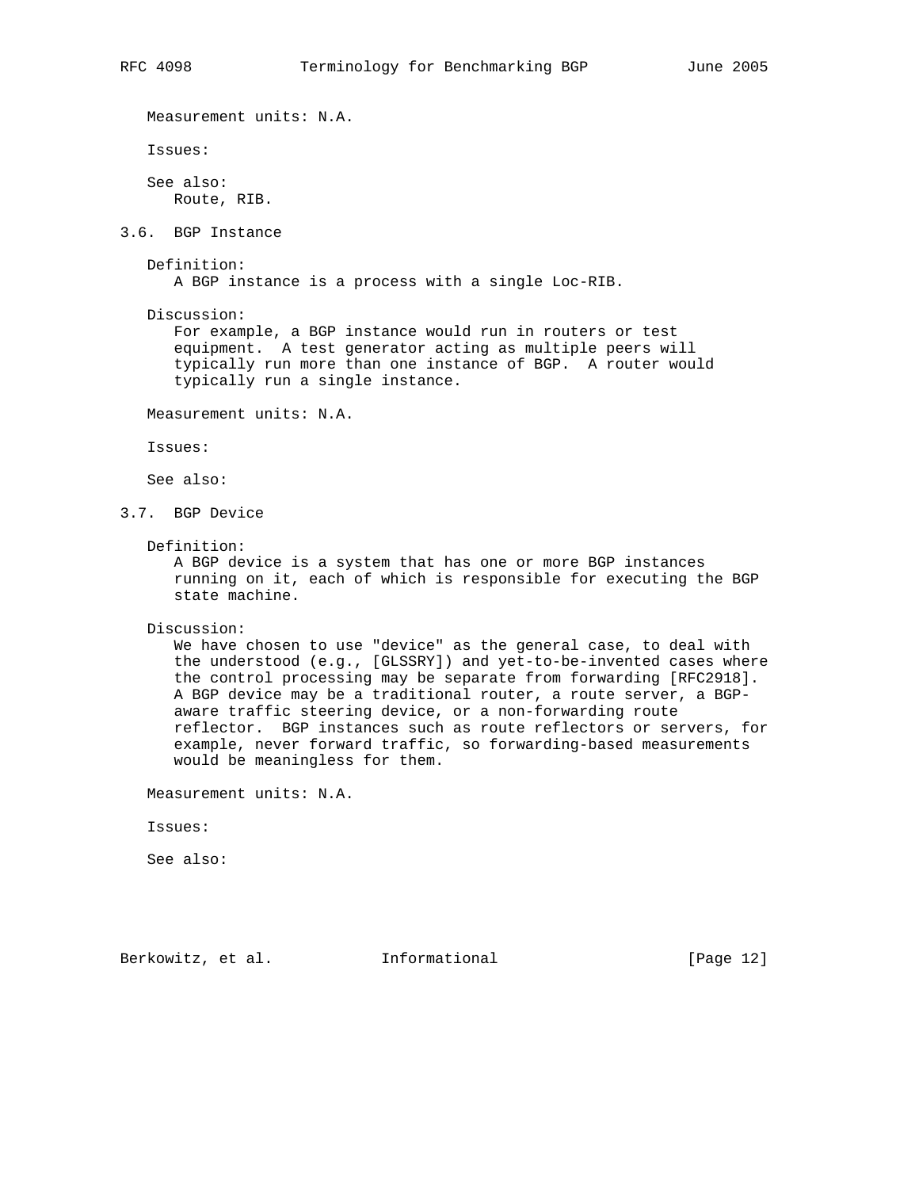Measurement units: N.A.

Issues:

See also:
Route, RIB.

### 3.6. BGP Instance

Definition:
A BGP instance is a process with a single Loc-RIB.

Discussion:
For example, a BGP instance would run in routers or test equipment. A test generator acting as multiple peers will typically run more than one instance of BGP. A router would typically run a single instance.

Measurement units: N.A.

Issues:

See also:

### 3.7. BGP Device

Definition:
A BGP device is a system that has one or more BGP instances running on it, each of which is responsible for executing the BGP state machine.

Discussion:
We have chosen to use "device" as the general case, to deal with the understood (e.g., [GLSSRY]) and yet-to-be-invented cases where the control processing may be separate from forwarding [RFC2918]. A BGP device may be a traditional router, a route server, a BGP-aware traffic steering device, or a non-forwarding route reflector. BGP instances such as route reflectors or servers, for example, never forward traffic, so forwarding-based measurements would be meaningless for them.

Measurement units: N.A.

Issues:

See also: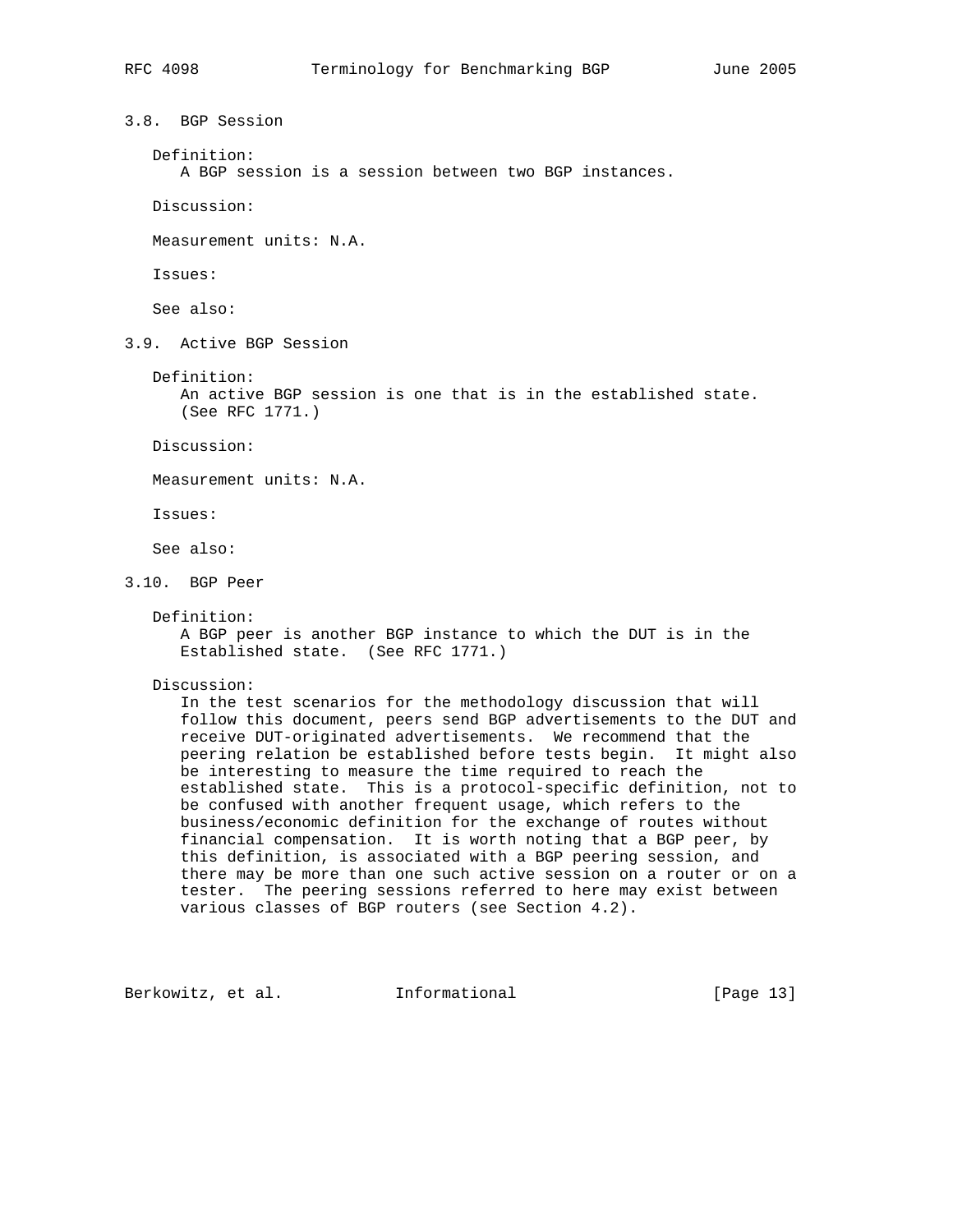### 3.8. BGP Session

Definition:
A BGP session is a session between two BGP instances.

Discussion:

Measurement units: N.A.

Issues:

See also:

### 3.9. Active BGP Session

Definition:
An active BGP session is one that is in the established state. (See RFC 1771.)

Discussion:

Measurement units: N.A.

Issues:

See also:

### 3.10. BGP Peer

Definition:
A BGP peer is another BGP instance to which the DUT is in the Established state. (See RFC 1771.)

Discussion:
In the test scenarios for the methodology discussion that will follow this document, peers send BGP advertisements to the DUT and receive DUT-originated advertisements. We recommend that the peering relation be established before tests begin. It might also be interesting to measure the time required to reach the established state. This is a protocol-specific definition, not to be confused with another frequent usage, which refers to the business/economic definition for the exchange of routes without financial compensation. It is worth noting that a BGP peer, by this definition, is associated with a BGP peering session, and there may be more than one such active session on a router or on a tester. The peering sessions referred to here may exist between various classes of BGP routers (see Section 4.2).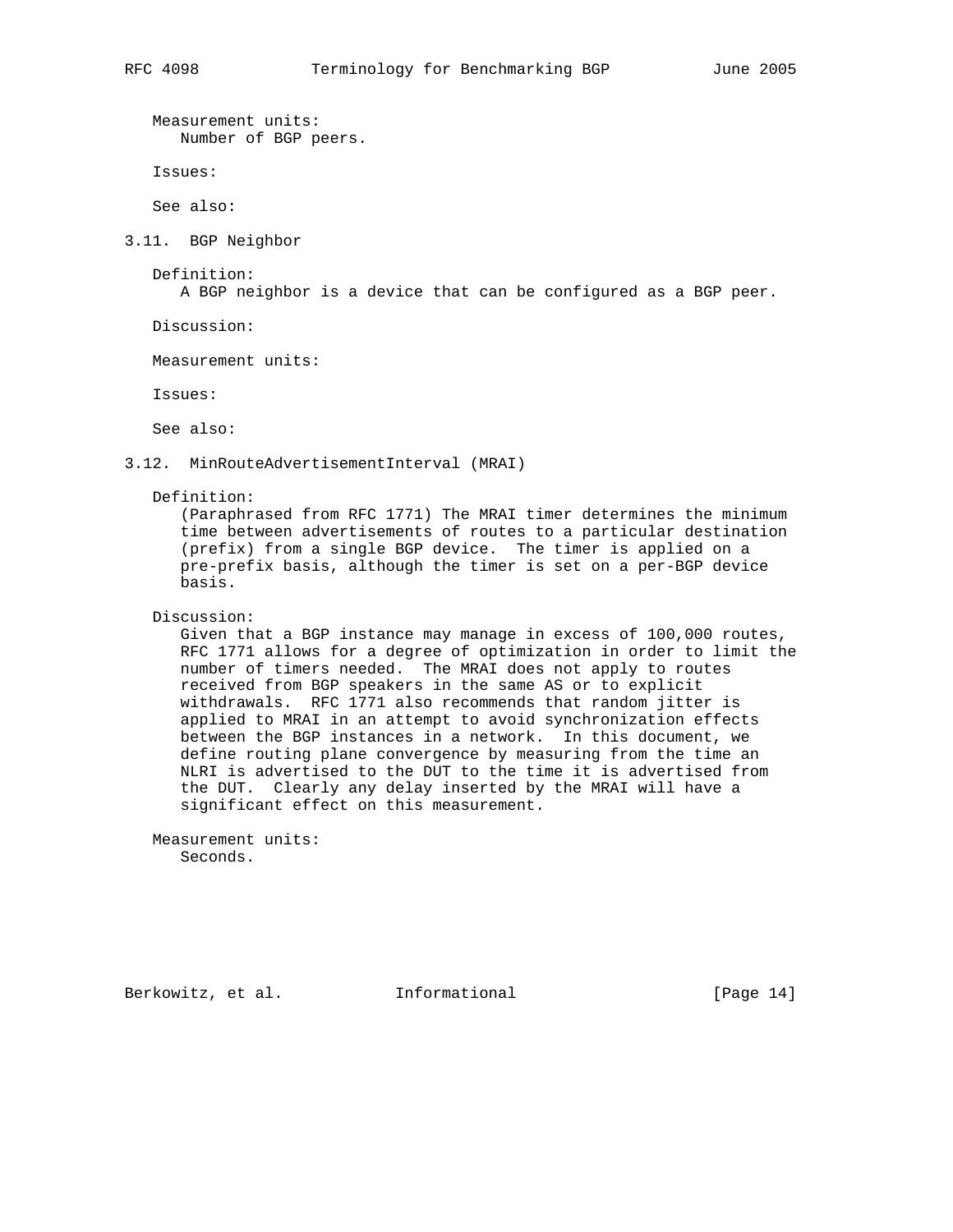Measurement units:
Number of BGP peers.

Issues:

See also:

### 3.11. BGP Neighbor

Definition:
A BGP neighbor is a device that can be configured as a BGP peer.

Discussion:

Measurement units:

Issues:

See also:

### 3.12. MinRouteAdvertisementInterval (MRAI)

Definition:
(Paraphrased from RFC 1771) The MRAI timer determines the minimum time between advertisements of routes to a particular destination (prefix) from a single BGP device. The timer is applied on a pre-prefix basis, although the timer is set on a per-BGP device basis.

Discussion:
Given that a BGP instance may manage in excess of 100,000 routes, RFC 1771 allows for a degree of optimization in order to limit the number of timers needed. The MRAI does not apply to routes received from BGP speakers in the same AS or to explicit withdrawals. RFC 1771 also recommends that random jitter is applied to MRAI in an attempt to avoid synchronization effects between the BGP instances in a network. In this document, we define routing plane convergence by measuring from the time an NLRI is advertised to the DUT to the time it is advertised from the DUT. Clearly any delay inserted by the MRAI will have a significant effect on this measurement.

Measurement units:
Seconds.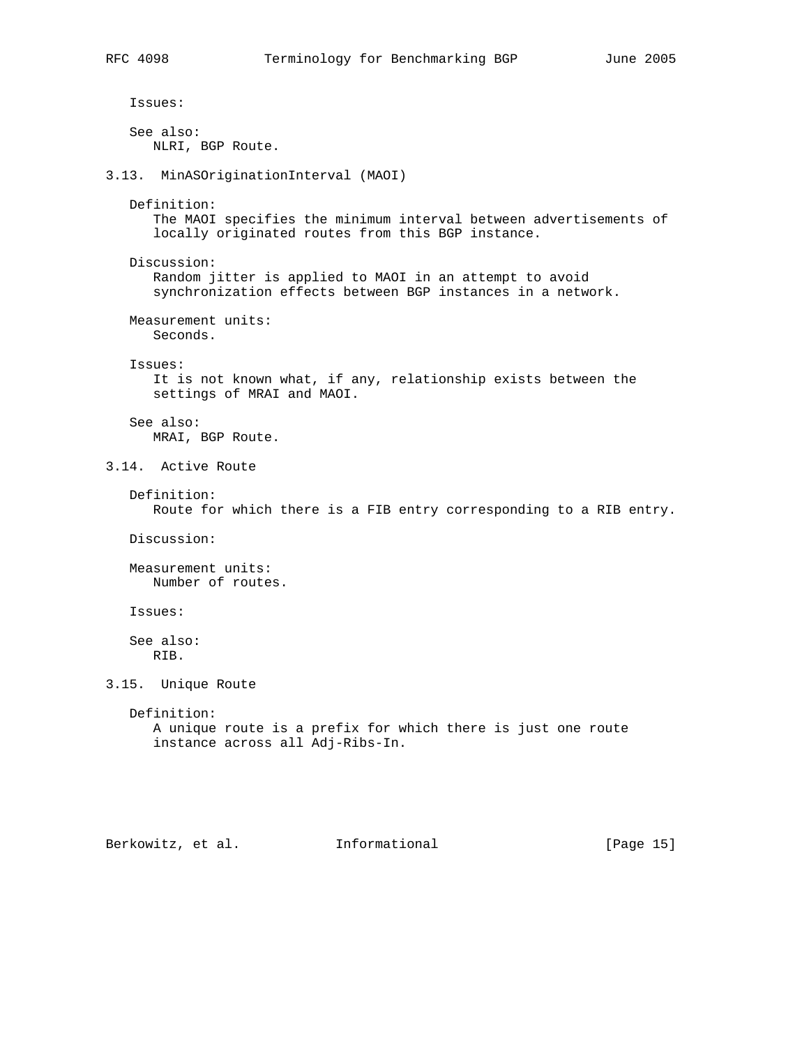Issues:

See also:
NLRI, BGP Route.

### 3.13. MinASOriginationInterval (MAOI)

Definition:
The MAOI specifies the minimum interval between advertisements of locally originated routes from this BGP instance.

Discussion:
Random jitter is applied to MAOI in an attempt to avoid synchronization effects between BGP instances in a network.

Measurement units:
Seconds.

Issues:
It is not known what, if any, relationship exists between the settings of MRAI and MAOI.

See also:
MRAI, BGP Route.

### 3.14. Active Route

Definition:
Route for which there is a FIB entry corresponding to a RIB entry.

Discussion:

Measurement units:
Number of routes.

Issues:

See also:
RIB.

### 3.15. Unique Route

Definition:
A unique route is a prefix for which there is just one route instance across all Adj-Ribs-In.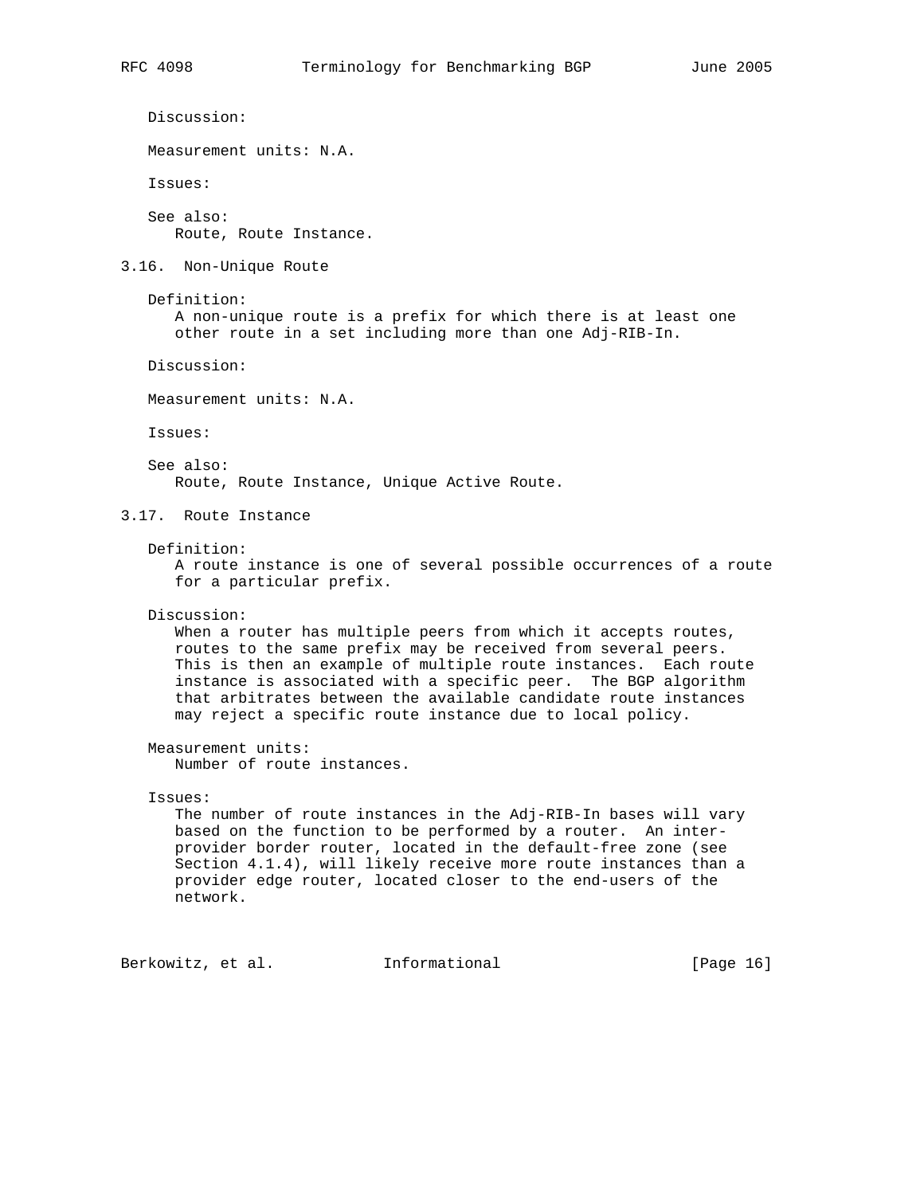Discussion:

Measurement units: N.A.

Issues:

See also:
Route, Route Instance.

### 3.16. Non-Unique Route

Definition:
A non-unique route is a prefix for which there is at least one other route in a set including more than one Adj-RIB-In.

Discussion:

Measurement units: N.A.

Issues:

See also:
Route, Route Instance, Unique Active Route.

### 3.17. Route Instance

Definition:
A route instance is one of several possible occurrences of a route for a particular prefix.

Discussion:
When a router has multiple peers from which it accepts routes, routes to the same prefix may be received from several peers. This is then an example of multiple route instances. Each route instance is associated with a specific peer. The BGP algorithm that arbitrates between the available candidate route instances may reject a specific route instance due to local policy.

Measurement units:
Number of route instances.

Issues:
The number of route instances in the Adj-RIB-In bases will vary based on the function to be performed by a router. An inter-provider border router, located in the default-free zone (see Section 4.1.4), will likely receive more route instances than a provider edge router, located closer to the end-users of the network.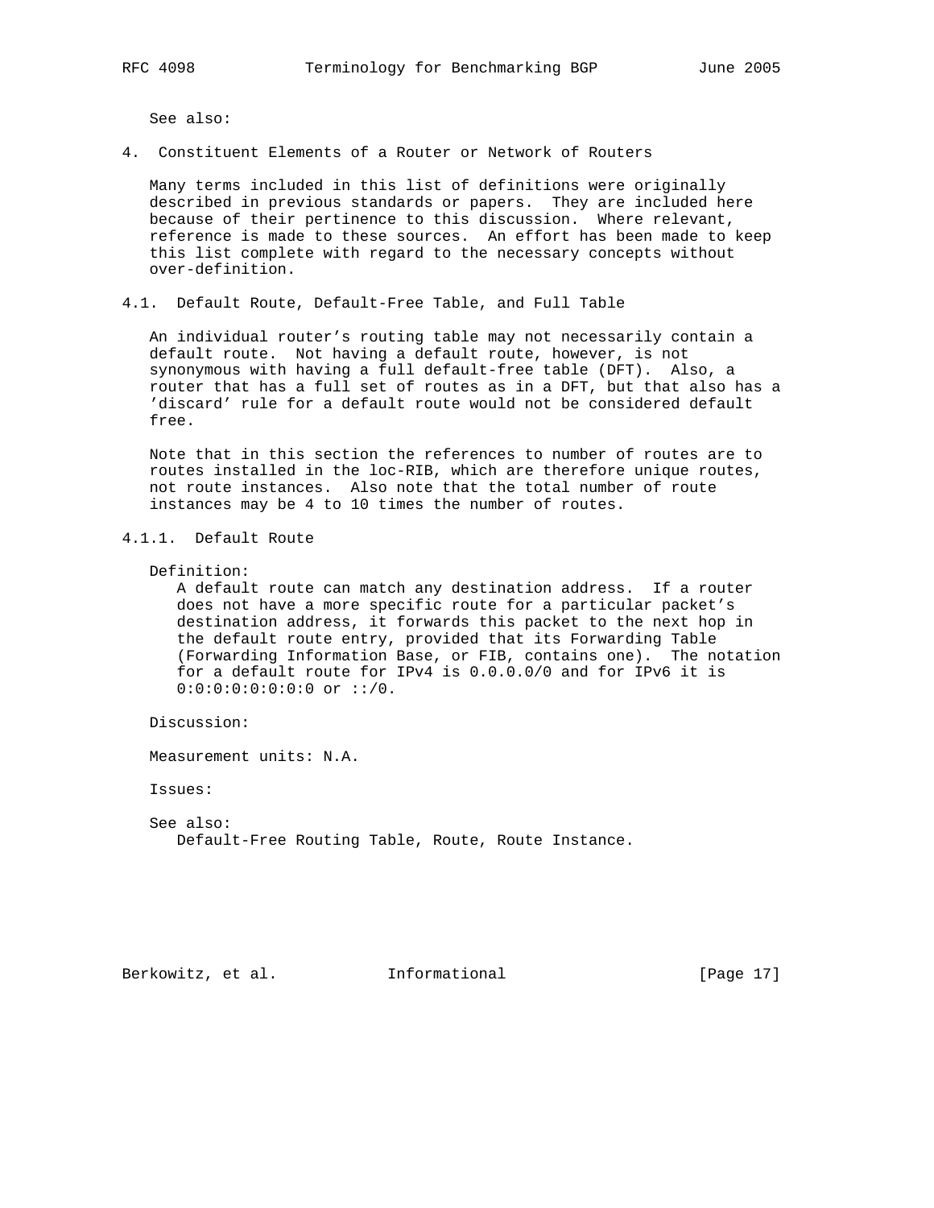See also:

# 4. Constituent Elements of a Router or Network of Routers

Many terms included in this list of definitions were originally described in previous standards or papers. They are included here because of their pertinence to this discussion. Where relevant, reference is made to these sources. An effort has been made to keep this list complete with regard to the necessary concepts without over-definition.

## 4.1. Default Route, Default-Free Table, and Full Table

An individual router's routing table may not necessarily contain a default route. Not having a default route, however, is not synonymous with having a full default-free table (DFT). Also, a router that has a full set of routes as in a DFT, but that also has a 'discard' rule for a default route would not be considered default free.

Note that in this section the references to number of routes are to routes installed in the loc-RIB, which are therefore unique routes, not route instances. Also note that the total number of route instances may be 4 to 10 times the number of routes.

### 4.1.1. Default Route

Definition:

A default route can match any destination address. If a router does not have a more specific route for a particular packet's destination address, it forwards this packet to the next hop in the default route entry, provided that its Forwarding Table (Forwarding Information Base, or FIB, contains one). The notation for a default route for IPv4 is 0.0.0.0/0 and for IPv6 it is 0:0:0:0:0:0:0:0 or ::/0.

Discussion:

Measurement units: N.A.

Issues:

See also:

Default-Free Routing Table, Route, Route Instance.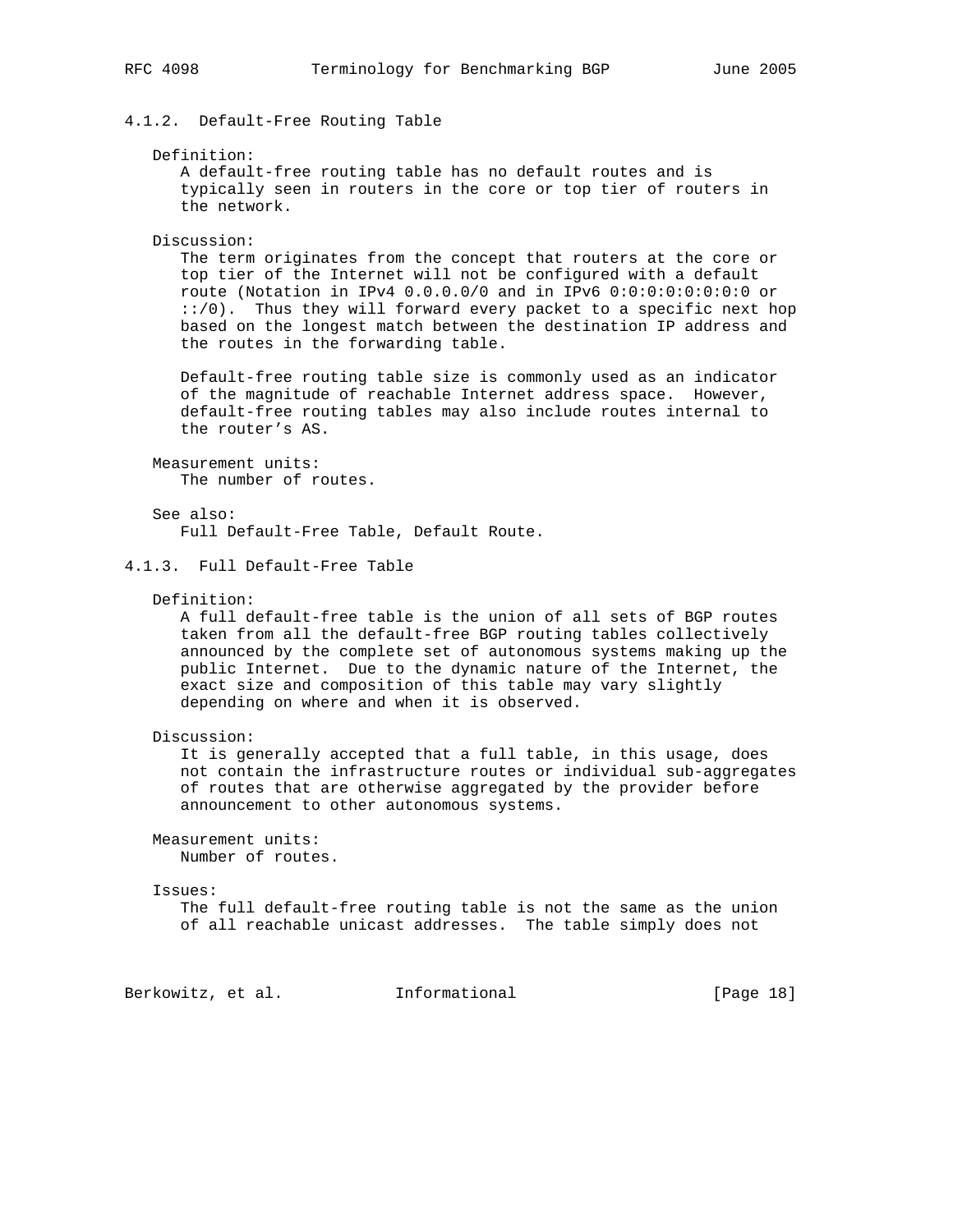### 4.1.2. Default-Free Routing Table

Definition:
A default-free routing table has no default routes and is typically seen in routers in the core or top tier of routers in the network.

Discussion:
The term originates from the concept that routers at the core or top tier of the Internet will not be configured with a default route (Notation in IPv4 0.0.0.0/0 and in IPv6 0:0:0:0:0:0:0:0 or ::/0). Thus they will forward every packet to a specific next hop based on the longest match between the destination IP address and the routes in the forwarding table.

Default-free routing table size is commonly used as an indicator of the magnitude of reachable Internet address space. However, default-free routing tables may also include routes internal to the router's AS.

Measurement units:
The number of routes.

See also:
Full Default-Free Table, Default Route.

### 4.1.3. Full Default-Free Table

Definition:
A full default-free table is the union of all sets of BGP routes taken from all the default-free BGP routing tables collectively announced by the complete set of autonomous systems making up the public Internet. Due to the dynamic nature of the Internet, the exact size and composition of this table may vary slightly depending on where and when it is observed.

Discussion:
It is generally accepted that a full table, in this usage, does not contain the infrastructure routes or individual sub-aggregates of routes that are otherwise aggregated by the provider before announcement to other autonomous systems.

Measurement units:
Number of routes.

Issues:
The full default-free routing table is not the same as the union of all reachable unicast addresses. The table simply does not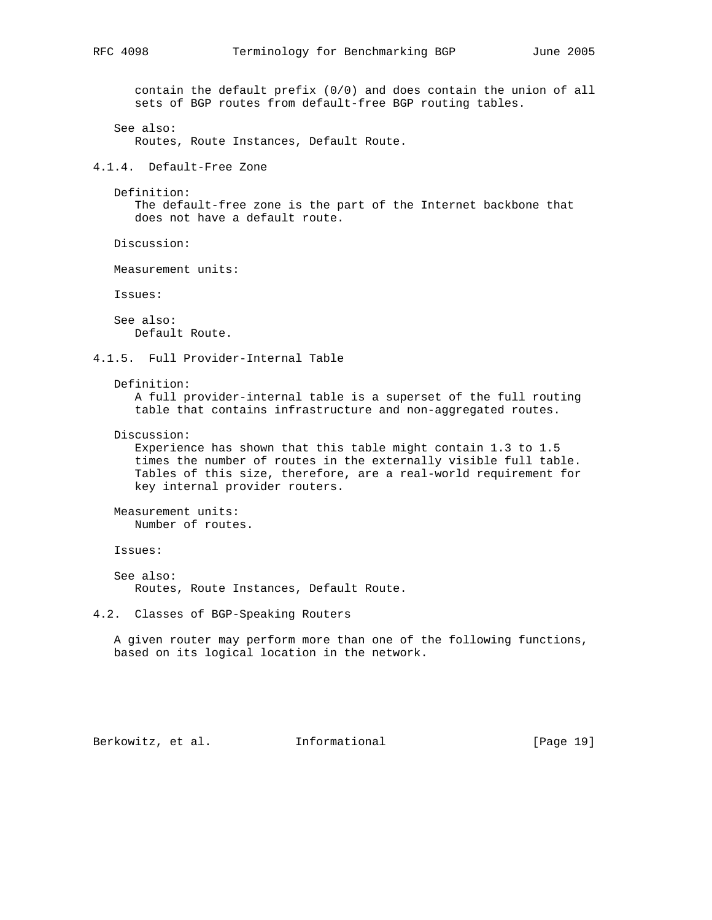contain the default prefix (0/0) and does contain the union of all sets of BGP routes from default-free BGP routing tables.

See also:
Routes, Route Instances, Default Route.

#### 4.1.4. Default-Free Zone

Definition:
The default-free zone is the part of the Internet backbone that does not have a default route.

Discussion:

Measurement units:

Issues:

See also:
Default Route.

#### 4.1.5. Full Provider-Internal Table

Definition:
A full provider-internal table is a superset of the full routing table that contains infrastructure and non-aggregated routes.

Discussion:
Experience has shown that this table might contain 1.3 to 1.5 times the number of routes in the externally visible full table. Tables of this size, therefore, are a real-world requirement for key internal provider routers.

Measurement units:
Number of routes.

Issues:

See also:
Routes, Route Instances, Default Route.

### 4.2. Classes of BGP-Speaking Routers

A given router may perform more than one of the following functions, based on its logical location in the network.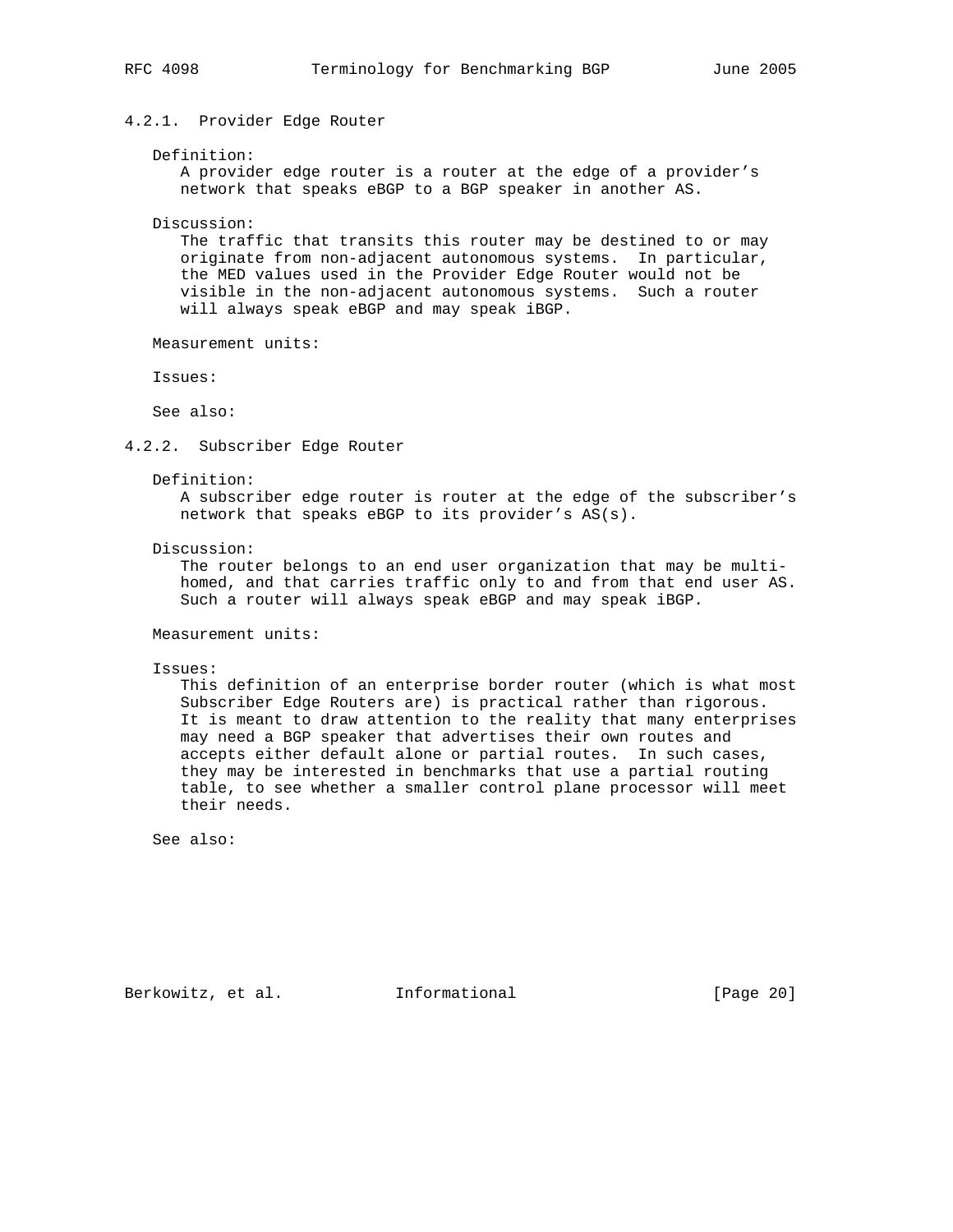### 4.2.1. Provider Edge Router

Definition:
A provider edge router is a router at the edge of a provider's network that speaks eBGP to a BGP speaker in another AS.

Discussion:
The traffic that transits this router may be destined to or may originate from non-adjacent autonomous systems. In particular, the MED values used in the Provider Edge Router would not be visible in the non-adjacent autonomous systems. Such a router will always speak eBGP and may speak iBGP.

Measurement units:

Issues:

See also:

### 4.2.2. Subscriber Edge Router

Definition:
A subscriber edge router is router at the edge of the subscriber's network that speaks eBGP to its provider's AS(s).

Discussion:
The router belongs to an end user organization that may be multi-homed, and that carries traffic only to and from that end user AS. Such a router will always speak eBGP and may speak iBGP.

Measurement units:

Issues:
This definition of an enterprise border router (which is what most Subscriber Edge Routers are) is practical rather than rigorous. It is meant to draw attention to the reality that many enterprises may need a BGP speaker that advertises their own routes and accepts either default alone or partial routes. In such cases, they may be interested in benchmarks that use a partial routing table, to see whether a smaller control plane processor will meet their needs.

See also: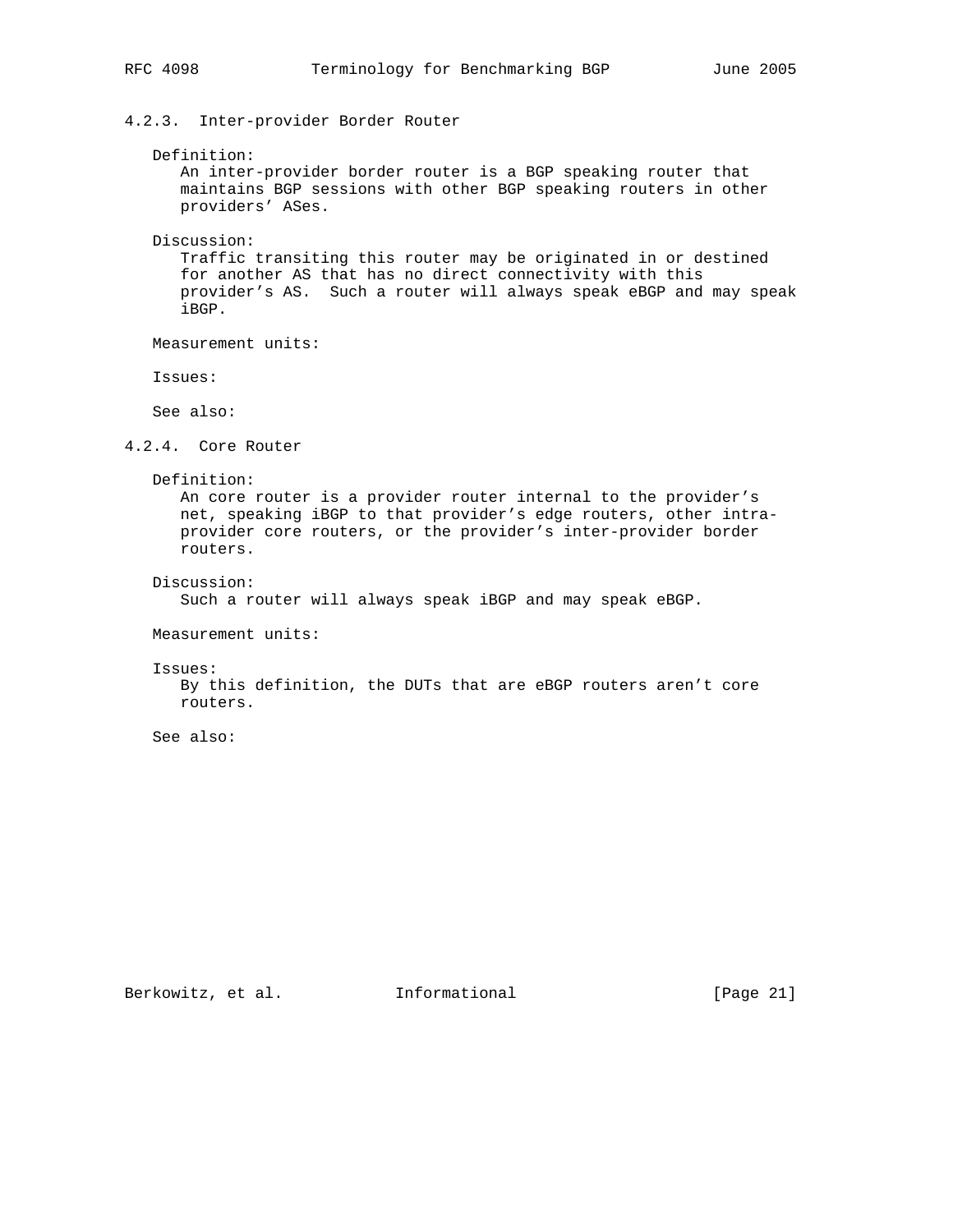#### 4.2.3. Inter-provider Border Router

Definition:
An inter-provider border router is a BGP speaking router that maintains BGP sessions with other BGP speaking routers in other providers' ASes.

Discussion:
Traffic transiting this router may be originated in or destined for another AS that has no direct connectivity with this provider's AS. Such a router will always speak eBGP and may speak iBGP.

Measurement units:

Issues:

See also:

#### 4.2.4. Core Router

Definition:
An core router is a provider router internal to the provider's net, speaking iBGP to that provider's edge routers, other intra-provider core routers, or the provider's inter-provider border routers.

Discussion:
Such a router will always speak iBGP and may speak eBGP.

Measurement units:

Issues:
By this definition, the DUTs that are eBGP routers aren't core routers.

See also: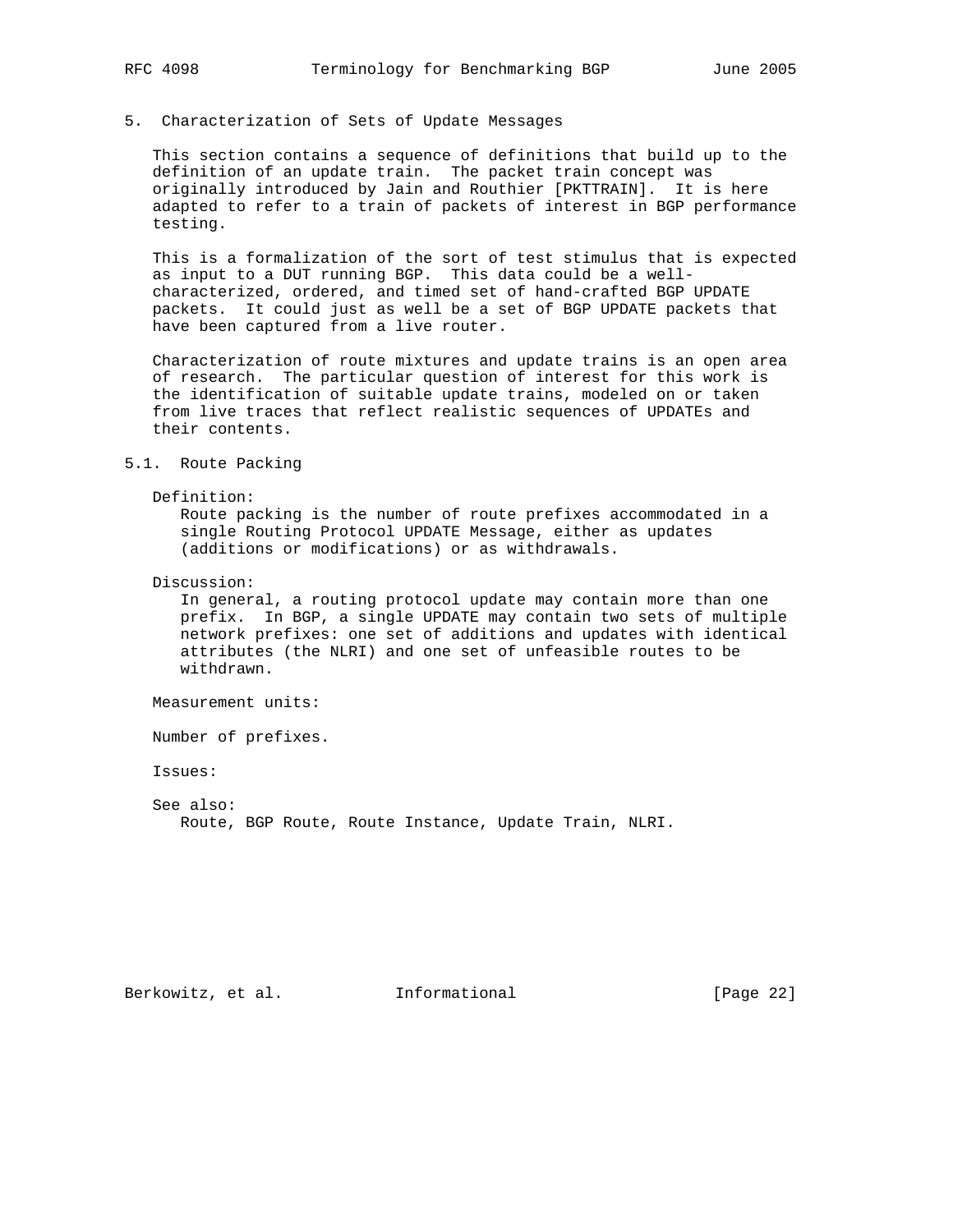## 5. Characterization of Sets of Update Messages

This section contains a sequence of definitions that build up to the definition of an update train. The packet train concept was originally introduced by Jain and Routhier [PKTTRAIN]. It is here adapted to refer to a train of packets of interest in BGP performance testing.

This is a formalization of the sort of test stimulus that is expected as input to a DUT running BGP. This data could be a well-characterized, ordered, and timed set of hand-crafted BGP UPDATE packets. It could just as well be a set of BGP UPDATE packets that have been captured from a live router.

Characterization of route mixtures and update trains is an open area of research. The particular question of interest for this work is the identification of suitable update trains, modeled on or taken from live traces that reflect realistic sequences of UPDATEs and their contents.

### 5.1. Route Packing

Definition:

Route packing is the number of route prefixes accommodated in a single Routing Protocol UPDATE Message, either as updates (additions or modifications) or as withdrawals.

Discussion:

In general, a routing protocol update may contain more than one prefix. In BGP, a single UPDATE may contain two sets of multiple network prefixes: one set of additions and updates with identical attributes (the NLRI) and one set of unfeasible routes to be withdrawn.

Measurement units:

Number of prefixes.

Issues:

See also:

Route, BGP Route, Route Instance, Update Train, NLRI.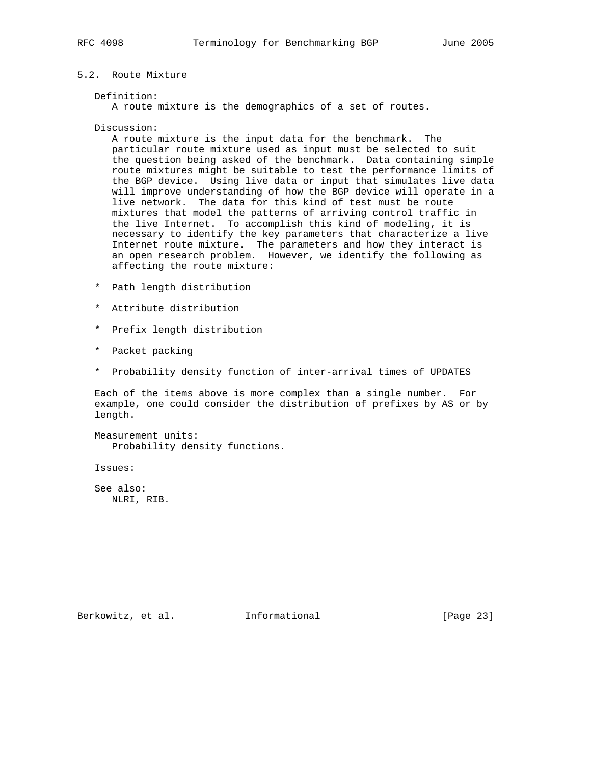## 5.2. Route Mixture

Definition:
A route mixture is the demographics of a set of routes.

Discussion:
A route mixture is the input data for the benchmark. The particular route mixture used as input must be selected to suit the question being asked of the benchmark. Data containing simple route mixtures might be suitable to test the performance limits of the BGP device. Using live data or input that simulates live data will improve understanding of how the BGP device will operate in a live network. The data for this kind of test must be route mixtures that model the patterns of arriving control traffic in the live Internet. To accomplish this kind of modeling, it is necessary to identify the key parameters that characterize a live Internet route mixture. The parameters and how they interact is an open research problem. However, we identify the following as affecting the route mixture:

* Path length distribution
* Attribute distribution
* Prefix length distribution
* Packet packing
* Probability density function of inter-arrival times of UPDATES

Each of the items above is more complex than a single number. For example, one could consider the distribution of prefixes by AS or by length.

Measurement units:
Probability density functions.

Issues:

See also:
NLRI, RIB.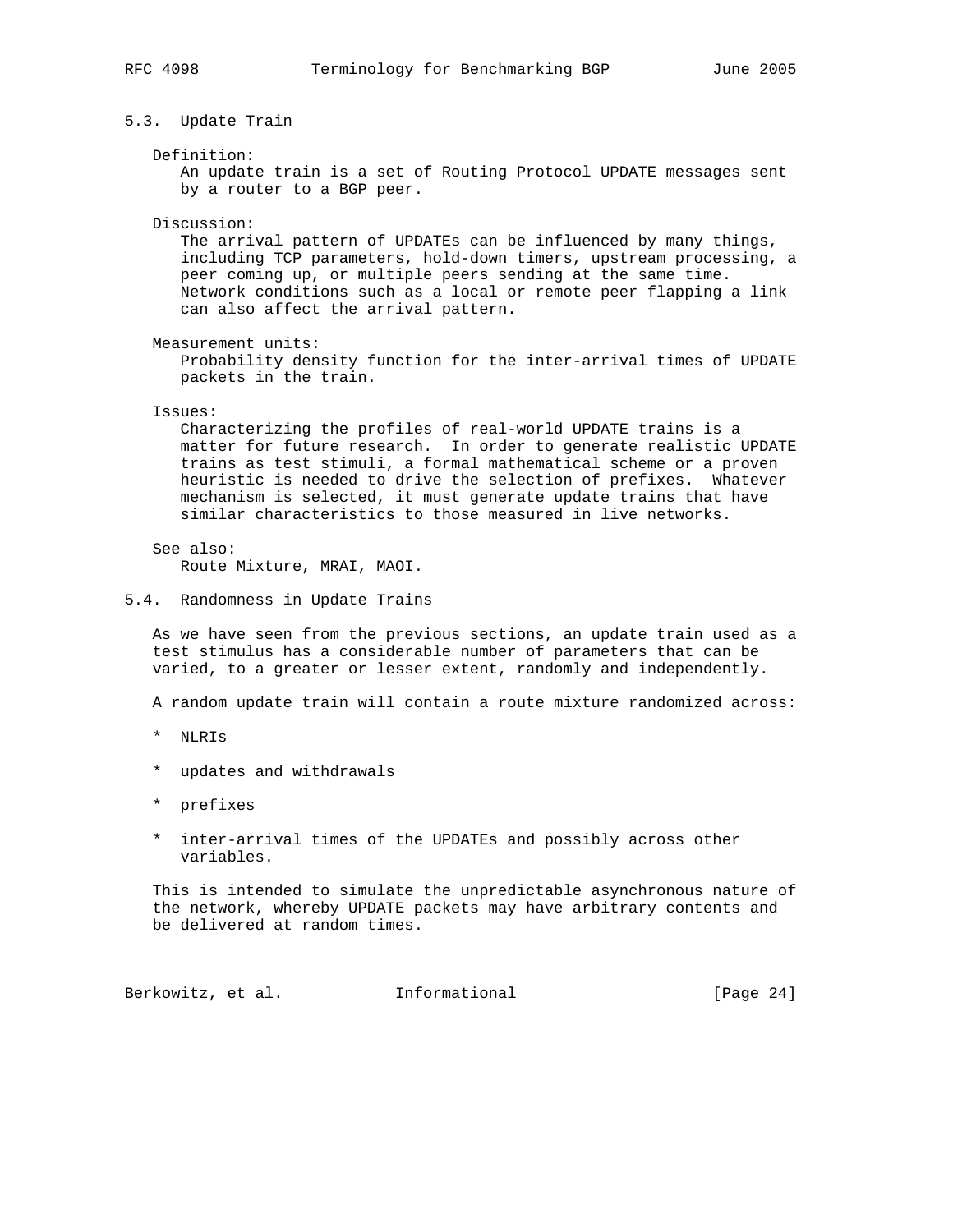### 5.3. Update Train

Definition:
An update train is a set of Routing Protocol UPDATE messages sent by a router to a BGP peer.

Discussion:
The arrival pattern of UPDATEs can be influenced by many things, including TCP parameters, hold-down timers, upstream processing, a peer coming up, or multiple peers sending at the same time. Network conditions such as a local or remote peer flapping a link can also affect the arrival pattern.

Measurement units:
Probability density function for the inter-arrival times of UPDATE packets in the train.

Issues:
Characterizing the profiles of real-world UPDATE trains is a matter for future research. In order to generate realistic UPDATE trains as test stimuli, a formal mathematical scheme or a proven heuristic is needed to drive the selection of prefixes. Whatever mechanism is selected, it must generate update trains that have similar characteristics to those measured in live networks.

See also:
Route Mixture, MRAI, MAOI.

### 5.4. Randomness in Update Trains

As we have seen from the previous sections, an update train used as a test stimulus has a considerable number of parameters that can be varied, to a greater or lesser extent, randomly and independently.

A random update train will contain a route mixture randomized across:

* NLRIs

* updates and withdrawals

* prefixes

* inter-arrival times of the UPDATEs and possibly across other variables.

This is intended to simulate the unpredictable asynchronous nature of the network, whereby UPDATE packets may have arbitrary contents and be delivered at random times.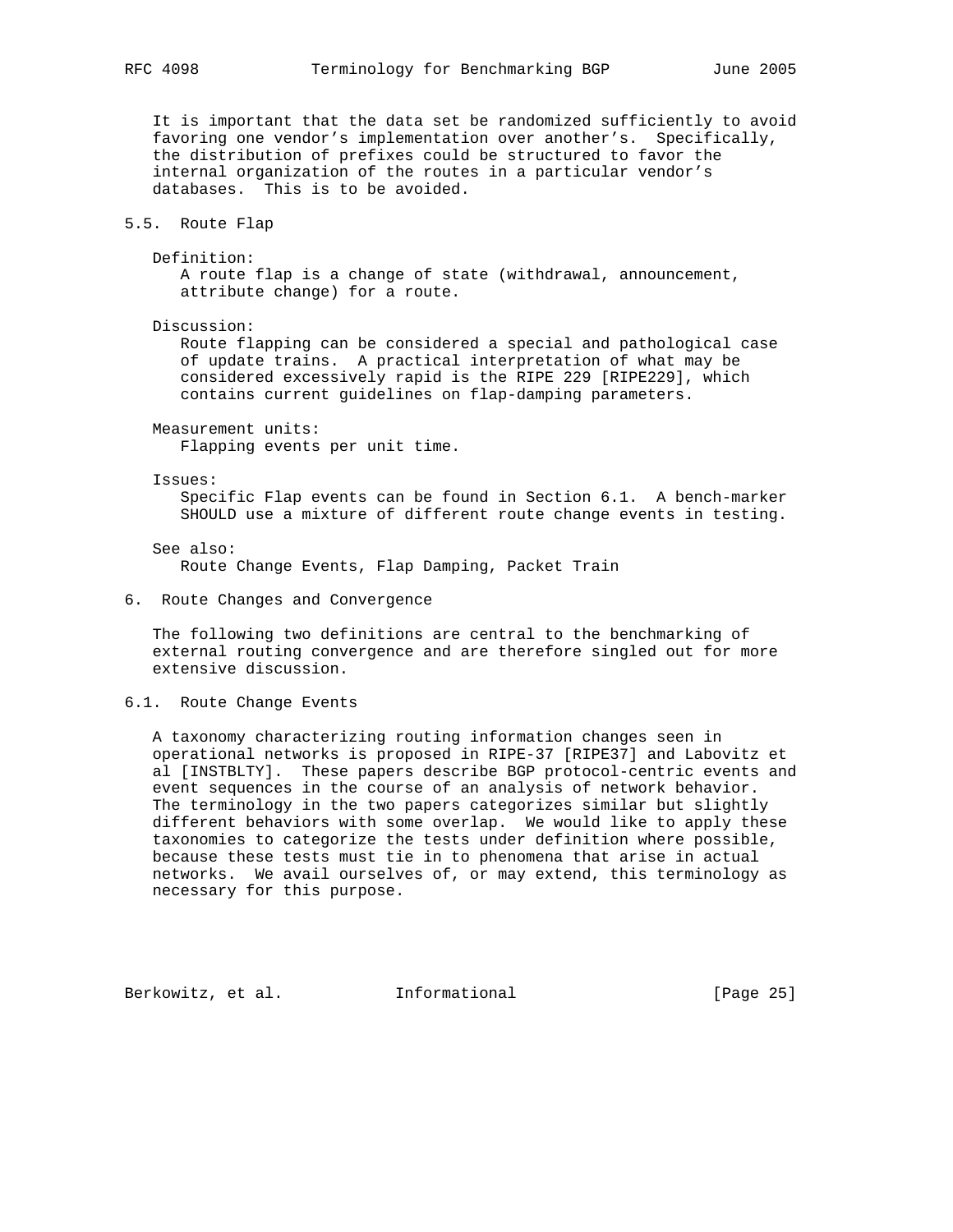It is important that the data set be randomized sufficiently to avoid favoring one vendor's implementation over another's. Specifically, the distribution of prefixes could be structured to favor the internal organization of the routes in a particular vendor's databases. This is to be avoided.

### 5.5. Route Flap

Definition:
A route flap is a change of state (withdrawal, announcement, attribute change) for a route.

Discussion:
Route flapping can be considered a special and pathological case of update trains. A practical interpretation of what may be considered excessively rapid is the RIPE 229 [RIPE229], which contains current guidelines on flap-damping parameters.

Measurement units:
Flapping events per unit time.

Issues:
Specific Flap events can be found in Section 6.1. A bench-marker SHOULD use a mixture of different route change events in testing.

See also:
Route Change Events, Flap Damping, Packet Train

## 6. Route Changes and Convergence

The following two definitions are central to the benchmarking of external routing convergence and are therefore singled out for more extensive discussion.

### 6.1. Route Change Events

A taxonomy characterizing routing information changes seen in operational networks is proposed in RIPE-37 [RIPE37] and Labovitz et al [INSTBLTY]. These papers describe BGP protocol-centric events and event sequences in the course of an analysis of network behavior. The terminology in the two papers categorizes similar but slightly different behaviors with some overlap. We would like to apply these taxonomies to categorize the tests under definition where possible, because these tests must tie in to phenomena that arise in actual networks. We avail ourselves of, or may extend, this terminology as necessary for this purpose.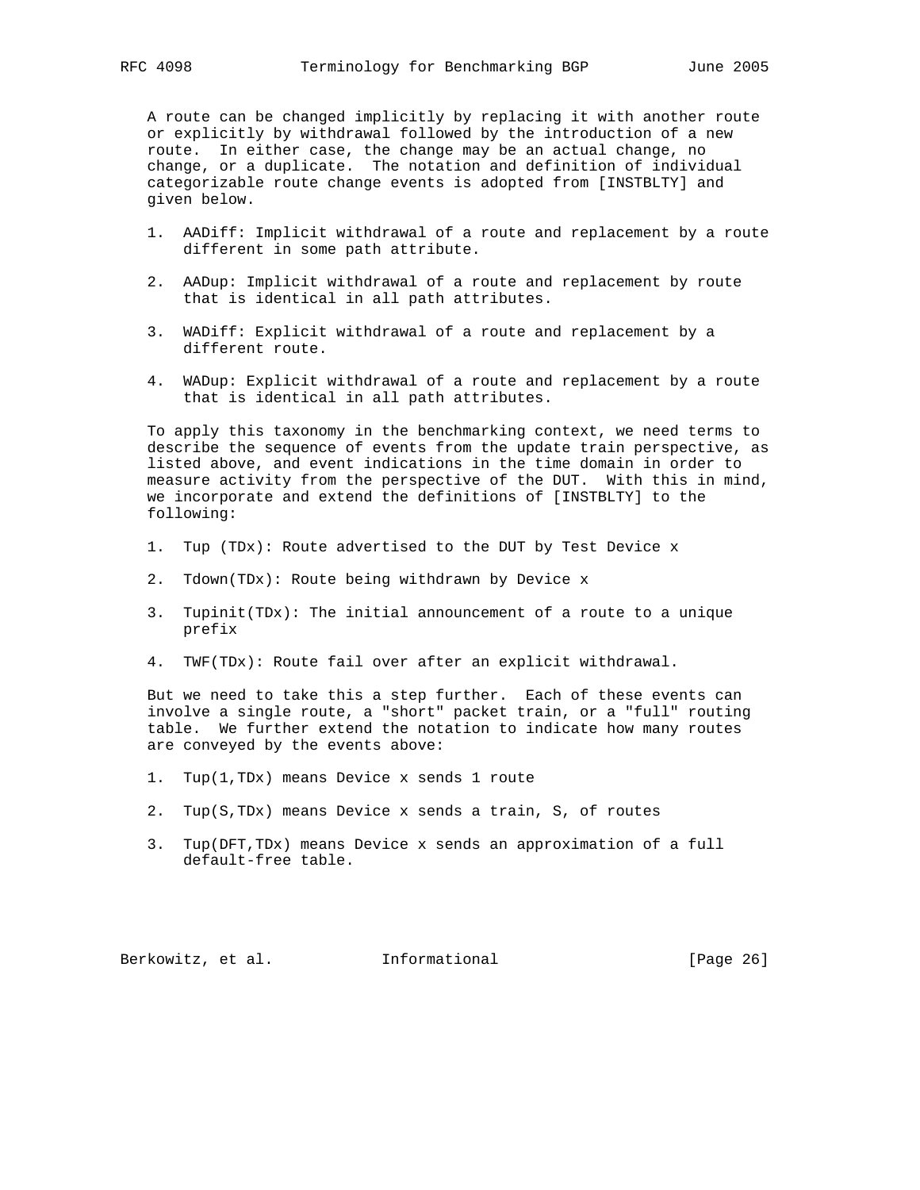A route can be changed implicitly by replacing it with another route or explicitly by withdrawal followed by the introduction of a new route. In either case, the change may be an actual change, no change, or a duplicate. The notation and definition of individual categorizable route change events is adopted from [INSTBLTY] and given below.

1. AADiff: Implicit withdrawal of a route and replacement by a route different in some path attribute.

2. AADup: Implicit withdrawal of a route and replacement by route that is identical in all path attributes.

3. WADiff: Explicit withdrawal of a route and replacement by a different route.

4. WADup: Explicit withdrawal of a route and replacement by a route that is identical in all path attributes.

To apply this taxonomy in the benchmarking context, we need terms to describe the sequence of events from the update train perspective, as listed above, and event indications in the time domain in order to measure activity from the perspective of the DUT. With this in mind, we incorporate and extend the definitions of [INSTBLTY] to the following:

1. Tup (TDx): Route advertised to the DUT by Test Device x

2. Tdown(TDx): Route being withdrawn by Device x

3. Tupinit(TDx): The initial announcement of a route to a unique prefix

4. TWF(TDx): Route fail over after an explicit withdrawal.

But we need to take this a step further. Each of these events can involve a single route, a "short" packet train, or a "full" routing table. We further extend the notation to indicate how many routes are conveyed by the events above:

1. Tup(1,TDx) means Device x sends 1 route

2. Tup(S,TDx) means Device x sends a train, S, of routes

3. Tup(DFT,TDx) means Device x sends an approximation of a full default-free table.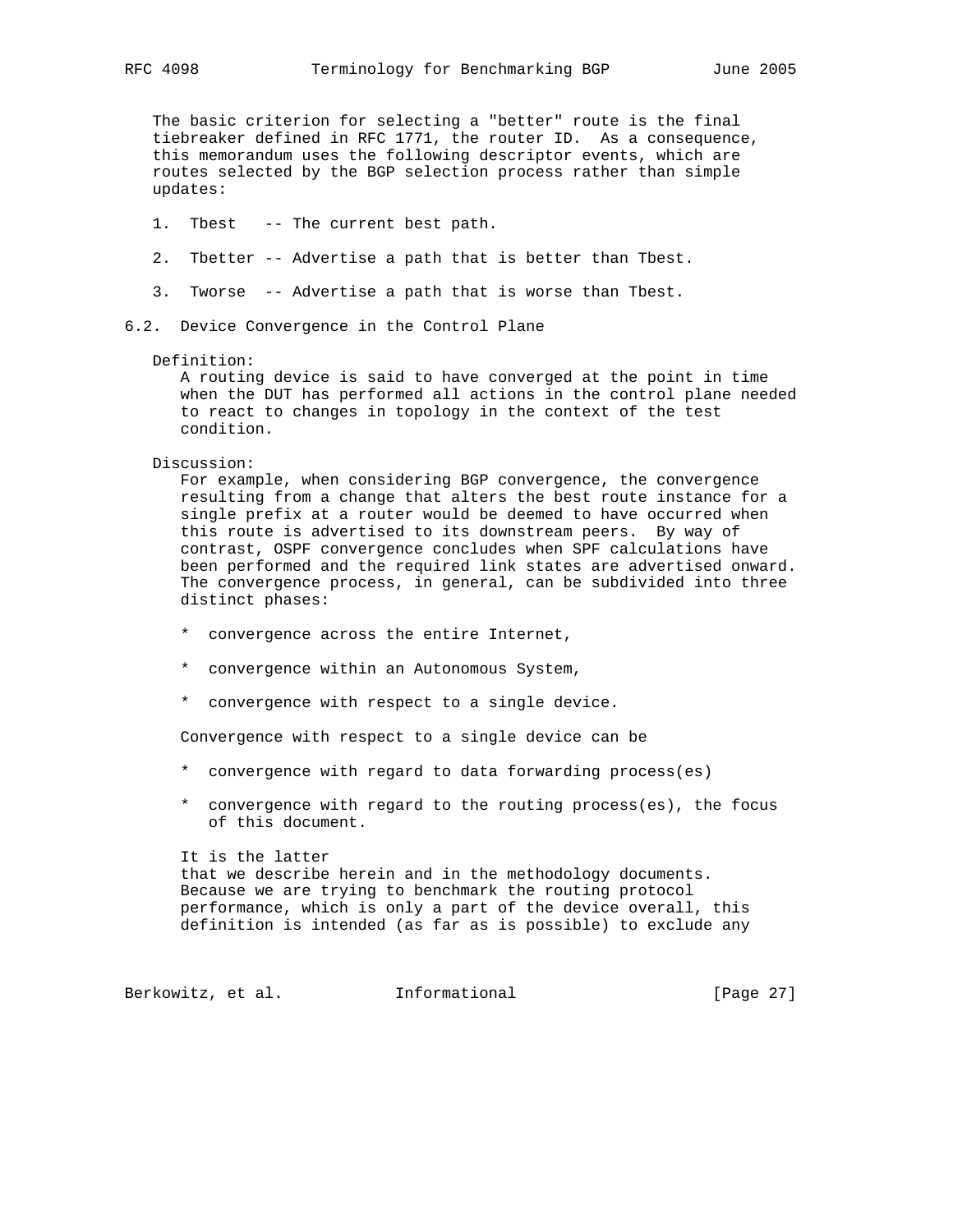The basic criterion for selecting a "better" route is the final tiebreaker defined in RFC 1771, the router ID. As a consequence, this memorandum uses the following descriptor events, which are routes selected by the BGP selection process rather than simple updates:

1. Tbest -- The current best path.

2. Tbetter -- Advertise a path that is better than Tbest.

3. Tworse -- Advertise a path that is worse than Tbest.

## 6.2. Device Convergence in the Control Plane

Definition:

A routing device is said to have converged at the point in time when the DUT has performed all actions in the control plane needed to react to changes in topology in the context of the test condition.

Discussion:

For example, when considering BGP convergence, the convergence resulting from a change that alters the best route instance for a single prefix at a router would be deemed to have occurred when this route is advertised to its downstream peers. By way of contrast, OSPF convergence concludes when SPF calculations have been performed and the required link states are advertised onward. The convergence process, in general, can be subdivided into three distinct phases:

* convergence across the entire Internet,

* convergence within an Autonomous System,

* convergence with respect to a single device.

Convergence with respect to a single device can be

* convergence with regard to data forwarding process(es)

* convergence with regard to the routing process(es), the focus of this document.

It is the latter that we describe herein and in the methodology documents. Because we are trying to benchmark the routing protocol performance, which is only a part of the device overall, this definition is intended (as far as is possible) to exclude any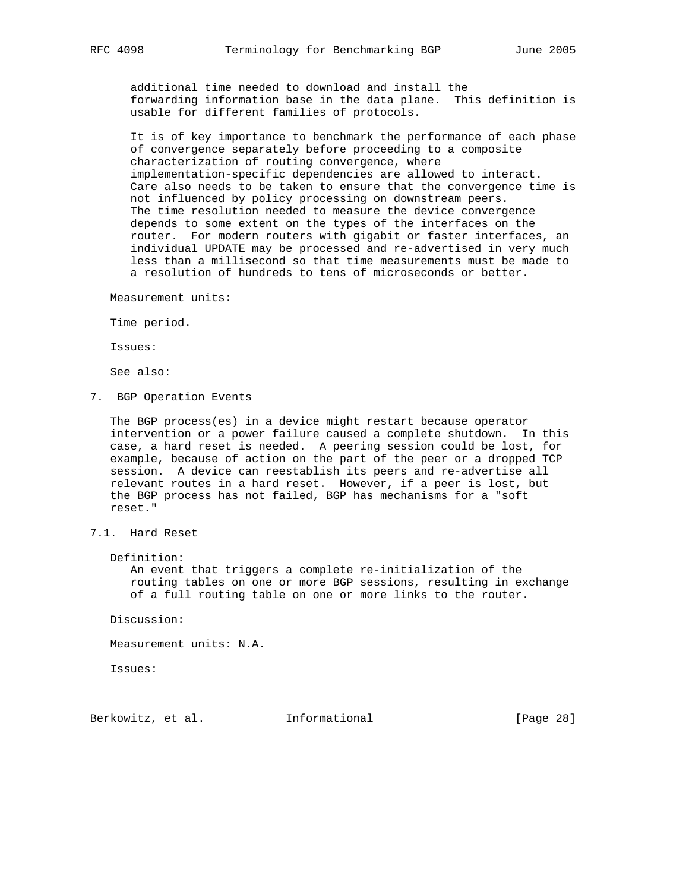additional time needed to download and install the forwarding information base in the data plane. This definition is usable for different families of protocols.

It is of key importance to benchmark the performance of each phase of convergence separately before proceeding to a composite characterization of routing convergence, where implementation-specific dependencies are allowed to interact. Care also needs to be taken to ensure that the convergence time is not influenced by policy processing on downstream peers. The time resolution needed to measure the device convergence depends to some extent on the types of the interfaces on the router. For modern routers with gigabit or faster interfaces, an individual UPDATE may be processed and re-advertised in very much less than a millisecond so that time measurements must be made to a resolution of hundreds to tens of microseconds or better.

Measurement units:

Time period.

Issues:

See also:

## 7. BGP Operation Events

The BGP process(es) in a device might restart because operator intervention or a power failure caused a complete shutdown. In this case, a hard reset is needed. A peering session could be lost, for example, because of action on the part of the peer or a dropped TCP session. A device can reestablish its peers and re-advertise all relevant routes in a hard reset. However, if a peer is lost, but the BGP process has not failed, BGP has mechanisms for a "soft reset."

### 7.1. Hard Reset

Definition:
An event that triggers a complete re-initialization of the routing tables on one or more BGP sessions, resulting in exchange of a full routing table on one or more links to the router.

Discussion:

Measurement units: N.A.

Issues: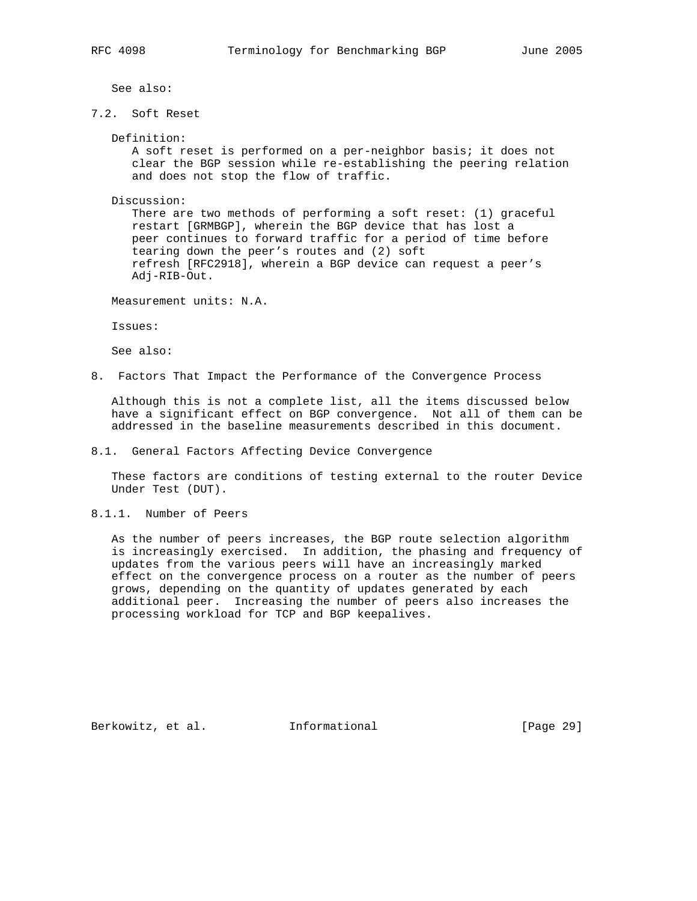See also:

### 7.2. Soft Reset

Definition:
A soft reset is performed on a per-neighbor basis; it does not clear the BGP session while re-establishing the peering relation and does not stop the flow of traffic.

Discussion:
There are two methods of performing a soft reset: (1) graceful restart [GRMBGP], wherein the BGP device that has lost a peer continues to forward traffic for a period of time before tearing down the peer's routes and (2) soft refresh [RFC2918], wherein a BGP device can request a peer's Adj-RIB-Out.

Measurement units: N.A.

Issues:

See also:

# 8. Factors That Impact the Performance of the Convergence Process

Although this is not a complete list, all the items discussed below have a significant effect on BGP convergence. Not all of them can be addressed in the baseline measurements described in this document.

## 8.1. General Factors Affecting Device Convergence

These factors are conditions of testing external to the router Device Under Test (DUT).

### 8.1.1. Number of Peers

As the number of peers increases, the BGP route selection algorithm is increasingly exercised. In addition, the phasing and frequency of updates from the various peers will have an increasingly marked effect on the convergence process on a router as the number of peers grows, depending on the quantity of updates generated by each additional peer. Increasing the number of peers also increases the processing workload for TCP and BGP keepalives.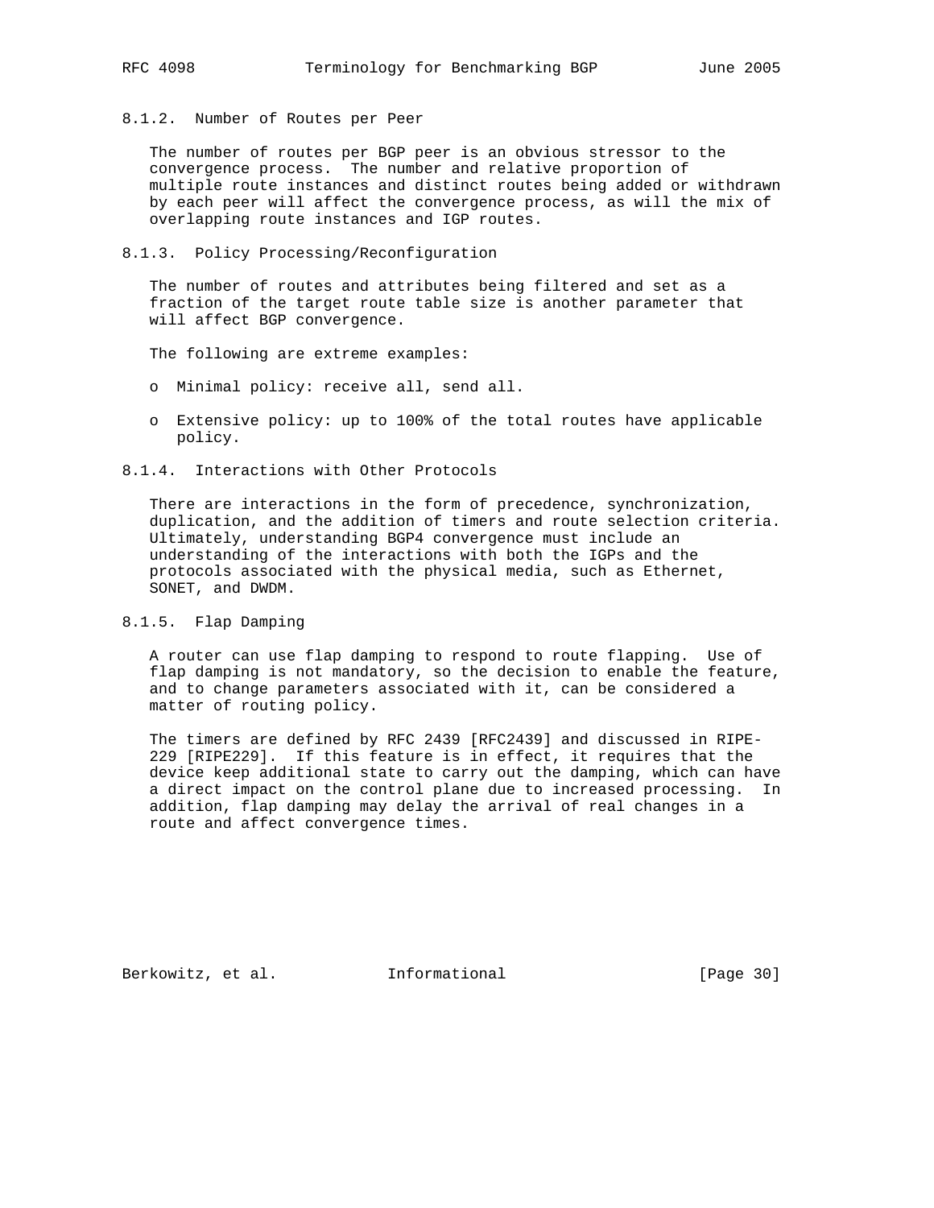#### 8.1.2. Number of Routes per Peer

The number of routes per BGP peer is an obvious stressor to the convergence process. The number and relative proportion of multiple route instances and distinct routes being added or withdrawn by each peer will affect the convergence process, as will the mix of overlapping route instances and IGP routes.

#### 8.1.3. Policy Processing/Reconfiguration

The number of routes and attributes being filtered and set as a fraction of the target route table size is another parameter that will affect BGP convergence.

The following are extreme examples:

- Minimal policy: receive all, send all.
- Extensive policy: up to 100% of the total routes have applicable policy.

#### 8.1.4. Interactions with Other Protocols

There are interactions in the form of precedence, synchronization, duplication, and the addition of timers and route selection criteria. Ultimately, understanding BGP4 convergence must include an understanding of the interactions with both the IGPs and the protocols associated with the physical media, such as Ethernet, SONET, and DWDM.

#### 8.1.5. Flap Damping

A router can use flap damping to respond to route flapping. Use of flap damping is not mandatory, so the decision to enable the feature, and to change parameters associated with it, can be considered a matter of routing policy.

The timers are defined by RFC 2439 [RFC2439] and discussed in RIPE-229 [RIPE229]. If this feature is in effect, it requires that the device keep additional state to carry out the damping, which can have a direct impact on the control plane due to increased processing. In addition, flap damping may delay the arrival of real changes in a route and affect convergence times.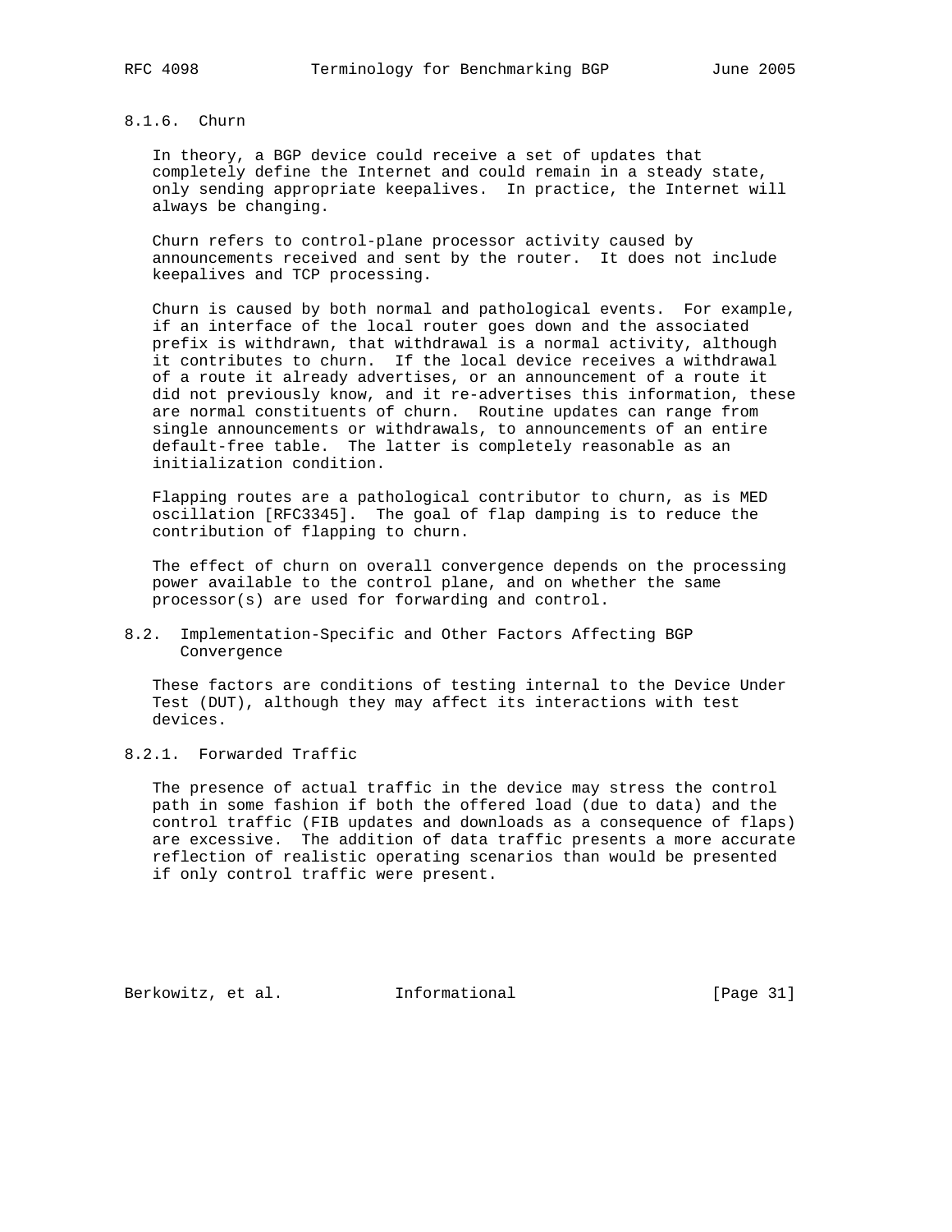#### 8.1.6. Churn

In theory, a BGP device could receive a set of updates that completely define the Internet and could remain in a steady state, only sending appropriate keepalives. In practice, the Internet will always be changing.

Churn refers to control-plane processor activity caused by announcements received and sent by the router. It does not include keepalives and TCP processing.

Churn is caused by both normal and pathological events. For example, if an interface of the local router goes down and the associated prefix is withdrawn, that withdrawal is a normal activity, although it contributes to churn. If the local device receives a withdrawal of a route it already advertises, or an announcement of a route it did not previously know, and it re-advertises this information, these are normal constituents of churn. Routine updates can range from single announcements or withdrawals, to announcements of an entire default-free table. The latter is completely reasonable as an initialization condition.

Flapping routes are a pathological contributor to churn, as is MED oscillation [RFC3345]. The goal of flap damping is to reduce the contribution of flapping to churn.

The effect of churn on overall convergence depends on the processing power available to the control plane, and on whether the same processor(s) are used for forwarding and control.

### 8.2. Implementation-Specific and Other Factors Affecting BGP Convergence

These factors are conditions of testing internal to the Device Under Test (DUT), although they may affect its interactions with test devices.

#### 8.2.1. Forwarded Traffic

The presence of actual traffic in the device may stress the control path in some fashion if both the offered load (due to data) and the control traffic (FIB updates and downloads as a consequence of flaps) are excessive. The addition of data traffic presents a more accurate reflection of realistic operating scenarios than would be presented if only control traffic were present.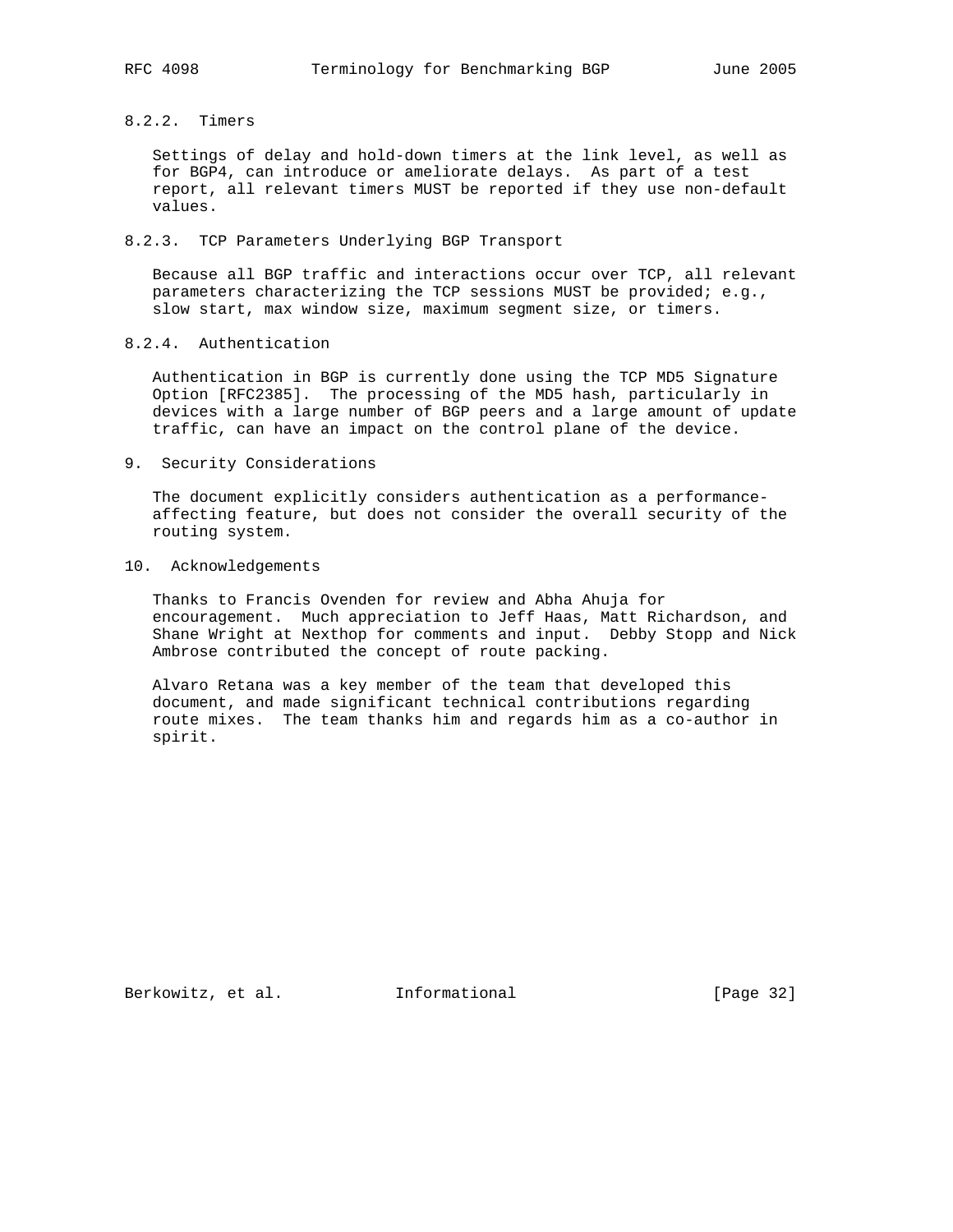#### 8.2.2. Timers

Settings of delay and hold-down timers at the link level, as well as for BGP4, can introduce or ameliorate delays. As part of a test report, all relevant timers MUST be reported if they use non-default values.

#### 8.2.3. TCP Parameters Underlying BGP Transport

Because all BGP traffic and interactions occur over TCP, all relevant parameters characterizing the TCP sessions MUST be provided; e.g., slow start, max window size, maximum segment size, or timers.

#### 8.2.4. Authentication

Authentication in BGP is currently done using the TCP MD5 Signature Option [RFC2385]. The processing of the MD5 hash, particularly in devices with a large number of BGP peers and a large amount of update traffic, can have an impact on the control plane of the device.

## 9. Security Considerations

The document explicitly considers authentication as a performance-affecting feature, but does not consider the overall security of the routing system.

## 10. Acknowledgements

Thanks to Francis Ovenden for review and Abha Ahuja for encouragement. Much appreciation to Jeff Haas, Matt Richardson, and Shane Wright at Nexthop for comments and input. Debby Stopp and Nick Ambrose contributed the concept of route packing.

Alvaro Retana was a key member of the team that developed this document, and made significant technical contributions regarding route mixes. The team thanks him and regards him as a co-author in spirit.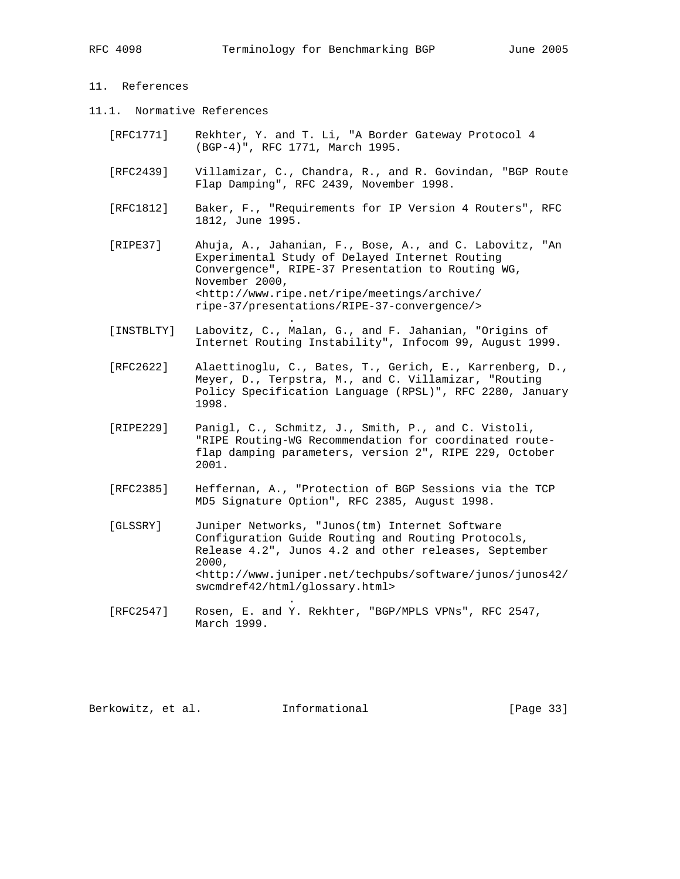## 11. References

### 11.1. Normative References

[RFC1771] Rekhter, Y. and T. Li, "A Border Gateway Protocol 4 (BGP-4)", RFC 1771, March 1995.

[RFC2439] Villamizar, C., Chandra, R., and R. Govindan, "BGP Route Flap Damping", RFC 2439, November 1998.

[RFC1812] Baker, F., "Requirements for IP Version 4 Routers", RFC 1812, June 1995.

[RIPE37] Ahuja, A., Jahanian, F., Bose, A., and C. Labovitz, "An Experimental Study of Delayed Internet Routing Convergence", RIPE-37 Presentation to Routing WG, November 2000, <http://www.ripe.net/ripe/meetings/archive/ripe-37/presentations/RIPE-37-convergence/>.

[INSTBLTY] Labovitz, C., Malan, G., and F. Jahanian, "Origins of Internet Routing Instability", Infocom 99, August 1999.

[RFC2622] Alaettinoglu, C., Bates, T., Gerich, E., Karrenberg, D., Meyer, D., Terpstra, M., and C. Villamizar, "Routing Policy Specification Language (RPSL)", RFC 2280, January 1998.

[RIPE229] Panigl, C., Schmitz, J., Smith, P., and C. Vistoli, "RIPE Routing-WG Recommendation for coordinated route-flap damping parameters, version 2", RIPE 229, October 2001.

[RFC2385] Heffernan, A., "Protection of BGP Sessions via the TCP MD5 Signature Option", RFC 2385, August 1998.

[GLSSRY] Juniper Networks, "Junos(tm) Internet Software Configuration Guide Routing and Routing Protocols, Release 4.2", Junos 4.2 and other releases, September 2000, <http://www.juniper.net/techpubs/software/junos/junos42/swcmdref42/html/glossary.html>.

[RFC2547] Rosen, E. and Y. Rekhter, "BGP/MPLS VPNs", RFC 2547, March 1999.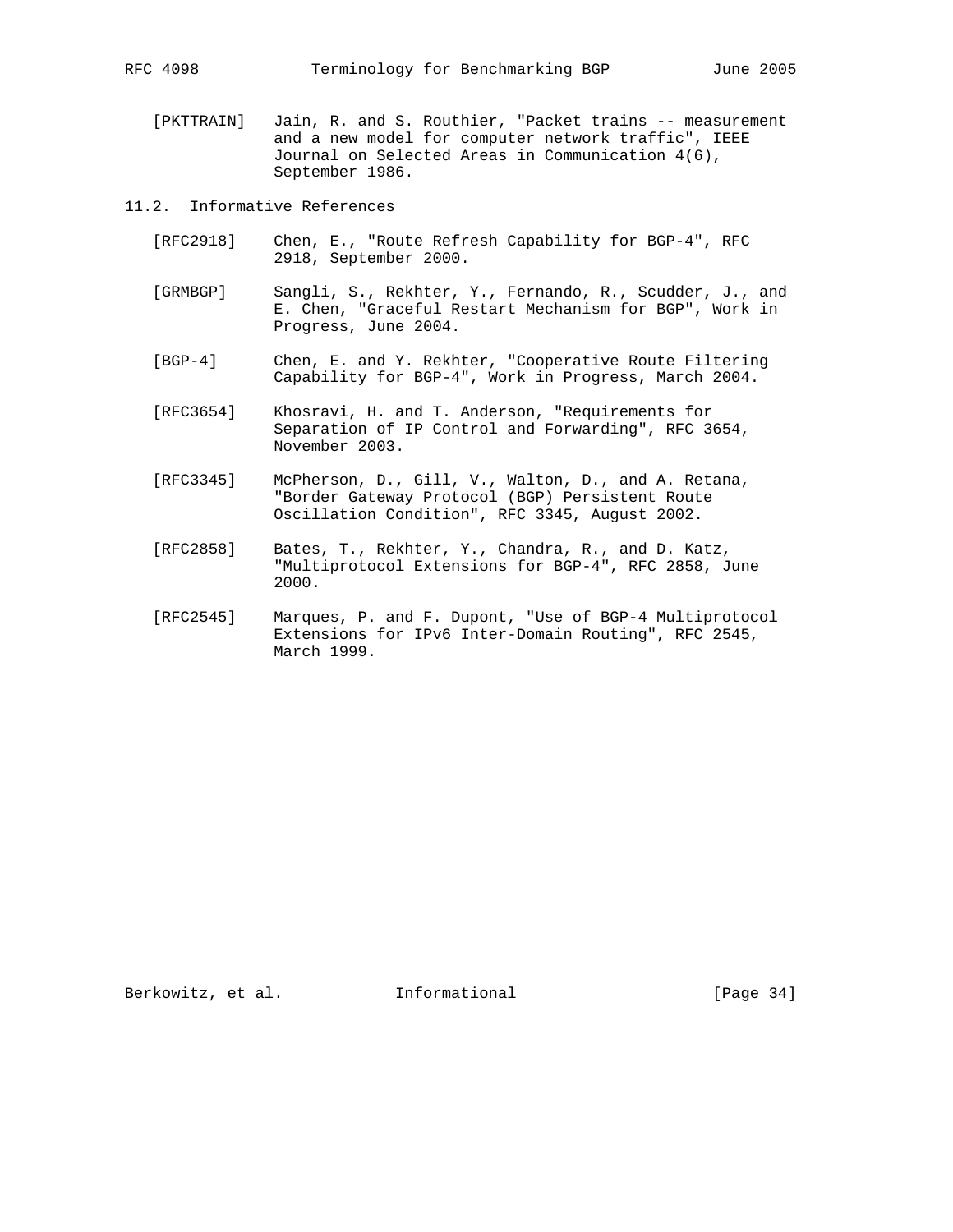[PKTTRAIN] Jain, R. and S. Routhier, "Packet trains -- measurement and a new model for computer network traffic", IEEE Journal on Selected Areas in Communication 4(6), September 1986.

## 11.2. Informative References

[RFC2918] Chen, E., "Route Refresh Capability for BGP-4", RFC 2918, September 2000.

[GRMBGP] Sangli, S., Rekhter, Y., Fernando, R., Scudder, J., and E. Chen, "Graceful Restart Mechanism for BGP", Work in Progress, June 2004.

[BGP-4] Chen, E. and Y. Rekhter, "Cooperative Route Filtering Capability for BGP-4", Work in Progress, March 2004.

[RFC3654] Khosravi, H. and T. Anderson, "Requirements for Separation of IP Control and Forwarding", RFC 3654, November 2003.

[RFC3345] McPherson, D., Gill, V., Walton, D., and A. Retana, "Border Gateway Protocol (BGP) Persistent Route Oscillation Condition", RFC 3345, August 2002.

[RFC2858] Bates, T., Rekhter, Y., Chandra, R., and D. Katz, "Multiprotocol Extensions for BGP-4", RFC 2858, June 2000.

[RFC2545] Marques, P. and F. Dupont, "Use of BGP-4 Multiprotocol Extensions for IPv6 Inter-Domain Routing", RFC 2545, March 1999.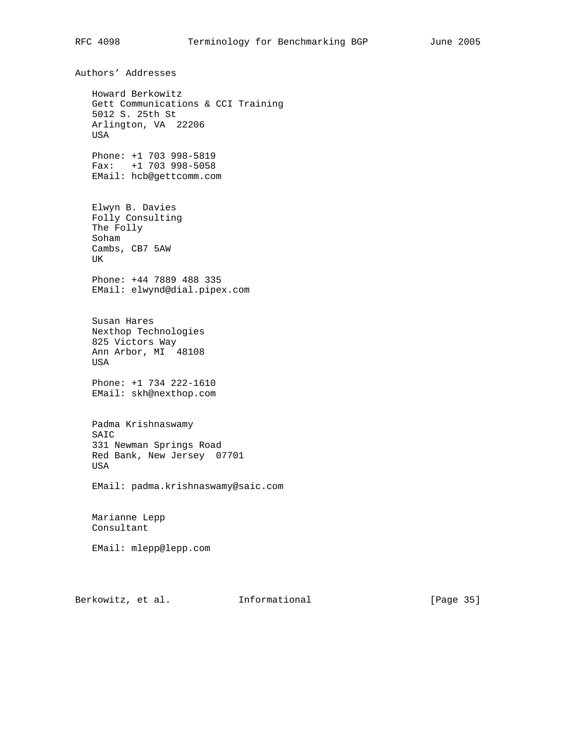## Authors' Addresses

Howard Berkowitz
Gett Communications & CCI Training
5012 S. 25th St
Arlington, VA  22206
USA

Phone: +1 703 998-5819
Fax:   +1 703 998-5058
EMail: hcb@gettcomm.com

Elwyn B. Davies
Folly Consulting
The Folly
Soham
Cambs, CB7 5AW
UK

Phone: +44 7889 488 335
EMail: elwynd@dial.pipex.com

Susan Hares
Nexthop Technologies
825 Victors Way
Ann Arbor, MI  48108
USA

Phone: +1 734 222-1610
EMail: skh@nexthop.com

Padma Krishnaswamy
SAIC
331 Newman Springs Road
Red Bank, New Jersey  07701
USA

EMail: padma.krishnaswamy@saic.com

Marianne Lepp
Consultant

EMail: mlepp@lepp.com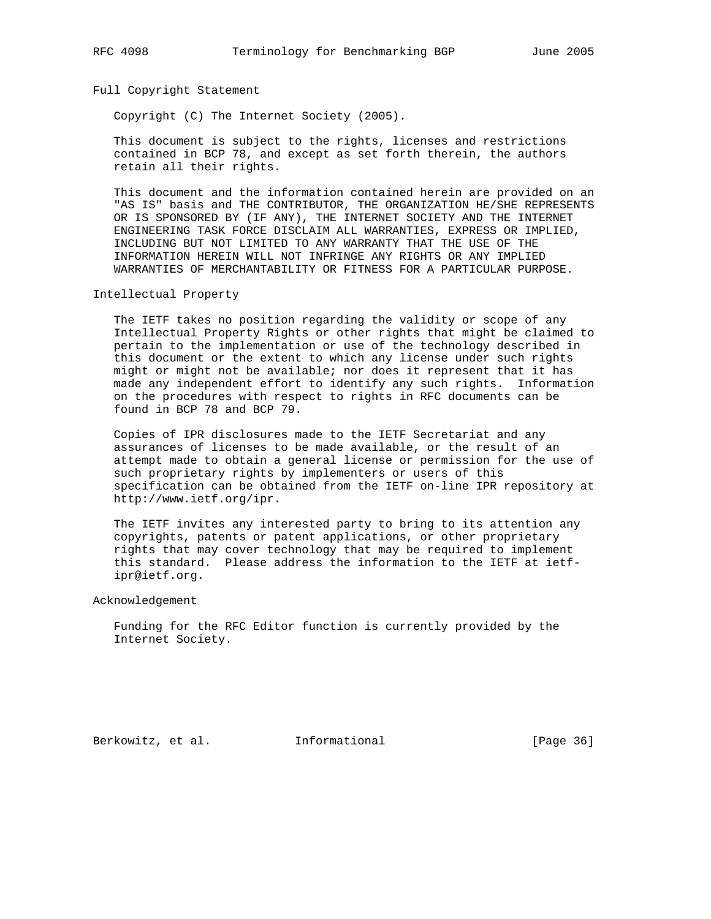## Full Copyright Statement

Copyright (C) The Internet Society (2005).

This document is subject to the rights, licenses and restrictions contained in BCP 78, and except as set forth therein, the authors retain all their rights.

This document and the information contained herein are provided on an "AS IS" basis and THE CONTRIBUTOR, THE ORGANIZATION HE/SHE REPRESENTS OR IS SPONSORED BY (IF ANY), THE INTERNET SOCIETY AND THE INTERNET ENGINEERING TASK FORCE DISCLAIM ALL WARRANTIES, EXPRESS OR IMPLIED, INCLUDING BUT NOT LIMITED TO ANY WARRANTY THAT THE USE OF THE INFORMATION HEREIN WILL NOT INFRINGE ANY RIGHTS OR ANY IMPLIED WARRANTIES OF MERCHANTABILITY OR FITNESS FOR A PARTICULAR PURPOSE.

## Intellectual Property

The IETF takes no position regarding the validity or scope of any Intellectual Property Rights or other rights that might be claimed to pertain to the implementation or use of the technology described in this document or the extent to which any license under such rights might or might not be available; nor does it represent that it has made any independent effort to identify any such rights. Information on the procedures with respect to rights in RFC documents can be found in BCP 78 and BCP 79.

Copies of IPR disclosures made to the IETF Secretariat and any assurances of licenses to be made available, or the result of an attempt made to obtain a general license or permission for the use of such proprietary rights by implementers or users of this specification can be obtained from the IETF on-line IPR repository at http://www.ietf.org/ipr.

The IETF invites any interested party to bring to its attention any copyrights, patents or patent applications, or other proprietary rights that may cover technology that may be required to implement this standard. Please address the information to the IETF at ietf-ipr@ietf.org.

## Acknowledgement

Funding for the RFC Editor function is currently provided by the Internet Society.